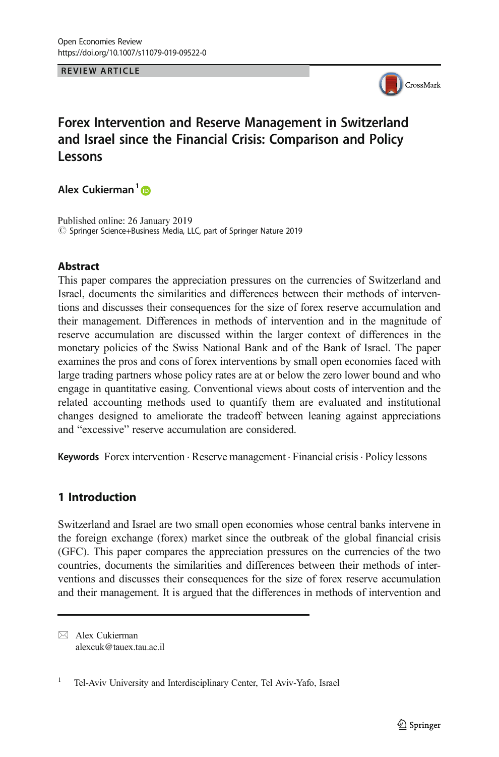REVIEW ARTICLE

# Forex Intervention and Reserve Management in Switzerland and Israel since the Financial Crisis: Comparison and Policy Lessons

**Alex Cukierman**[1]

Published online: 26 January 2019
© Springer Science+Business Media, LLC, part of Springer Nature 2019

## Abstract

This paper compares the appreciation pressures on the currencies of Switzerland and Israel, documents the similarities and differences between their methods of interventions and discusses their consequences for the size of forex reserve accumulation and their management. Differences in methods of intervention and in the magnitude of reserve accumulation are discussed within the larger context of differences in the monetary policies of the Swiss National Bank and of the Bank of Israel. The paper examines the pros and cons of forex interventions by small open economies faced with large trading partners whose policy rates are at or below the zero lower bound and who engage in quantitative easing. Conventional views about costs of intervention and the related accounting methods used to quantify them are evaluated and institutional changes designed to ameliorate the tradeoff between leaning against appreciations and "excessive" reserve accumulation are considered.

**Keywords** Forex intervention · Reserve management · Financial crisis · Policy lessons

## 1 Introduction

Switzerland and Israel are two small open economies whose central banks intervene in the foreign exchange (forex) market since the outbreak of the global financial crisis (GFC). This paper compares the appreciation pressures on the currencies of the two countries, documents the similarities and differences between their methods of interventions and discusses their consequences for the size of forex reserve accumulation and their management. It is argued that the differences in methods of intervention and

---

✉ Alex Cukierman
alexcuk@tauex.tau.ac.il

[1] Tel-Aviv University and Interdisciplinary Center, Tel Aviv-Yafo, Israel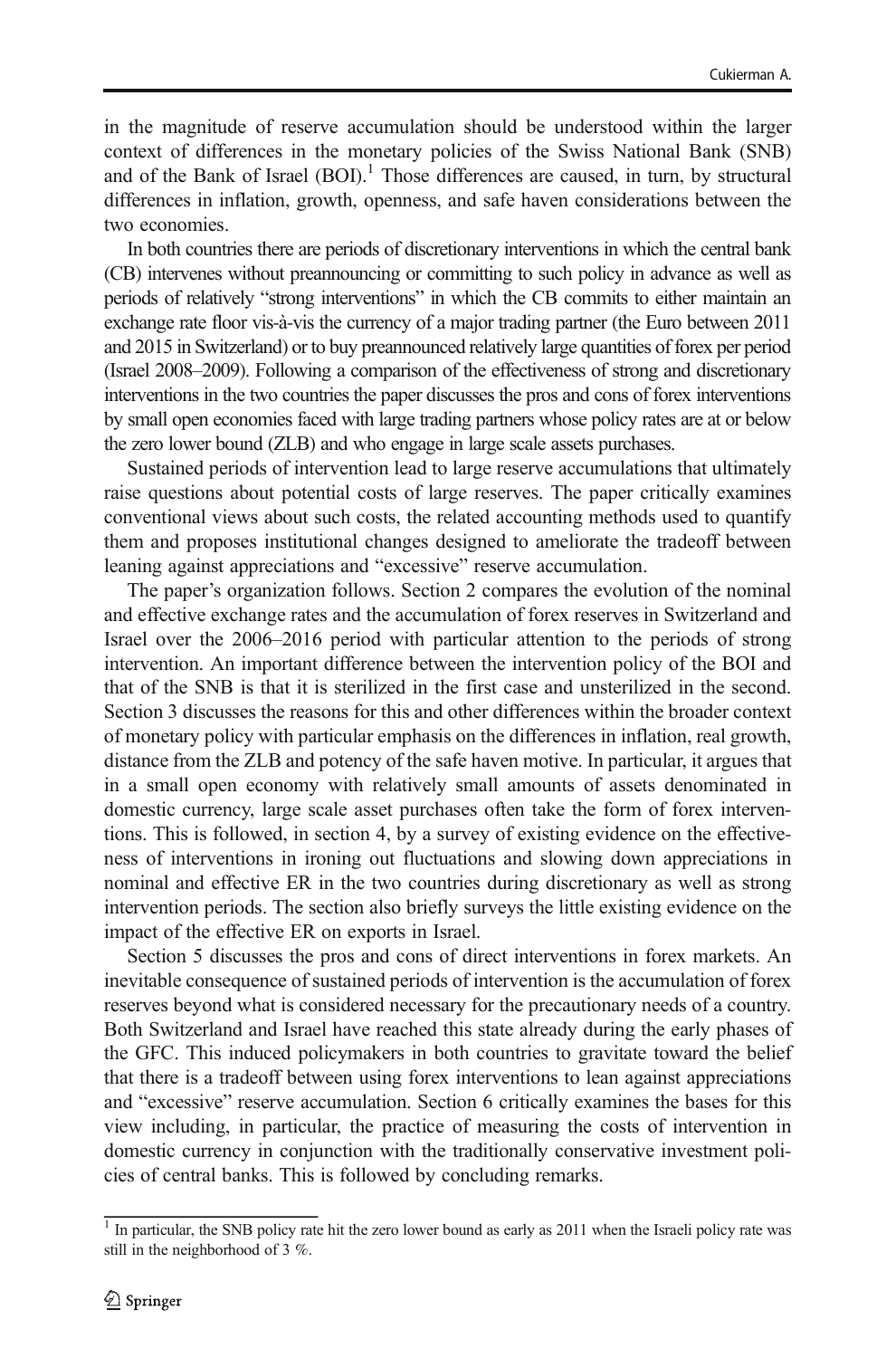in the magnitude of reserve accumulation should be understood within the larger context of differences in the monetary policies of the Swiss National Bank (SNB) and of the Bank of Israel (BOI).[1] Those differences are caused, in turn, by structural differences in inflation, growth, openness, and safe haven considerations between the two economies.

In both countries there are periods of discretionary interventions in which the central bank (CB) intervenes without preannouncing or committing to such policy in advance as well as periods of relatively "strong interventions" in which the CB commits to either maintain an exchange rate floor vis-à-vis the currency of a major trading partner (the Euro between 2011 and 2015 in Switzerland) or to buy preannounced relatively large quantities of forex per period (Israel 2008–2009). Following a comparison of the effectiveness of strong and discretionary interventions in the two countries the paper discusses the pros and cons of forex interventions by small open economies faced with large trading partners whose policy rates are at or below the zero lower bound (ZLB) and who engage in large scale assets purchases.

Sustained periods of intervention lead to large reserve accumulations that ultimately raise questions about potential costs of large reserves. The paper critically examines conventional views about such costs, the related accounting methods used to quantify them and proposes institutional changes designed to ameliorate the tradeoff between leaning against appreciations and "excessive" reserve accumulation.

The paper's organization follows. Section 2 compares the evolution of the nominal and effective exchange rates and the accumulation of forex reserves in Switzerland and Israel over the 2006–2016 period with particular attention to the periods of strong intervention. An important difference between the intervention policy of the BOI and that of the SNB is that it is sterilized in the first case and unsterilized in the second. Section 3 discusses the reasons for this and other differences within the broader context of monetary policy with particular emphasis on the differences in inflation, real growth, distance from the ZLB and potency of the safe haven motive. In particular, it argues that in a small open economy with relatively small amounts of assets denominated in domestic currency, large scale asset purchases often take the form of forex interventions. This is followed, in section 4, by a survey of existing evidence on the effectiveness of interventions in ironing out fluctuations and slowing down appreciations in nominal and effective ER in the two countries during discretionary as well as strong intervention periods. The section also briefly surveys the little existing evidence on the impact of the effective ER on exports in Israel.

Section 5 discusses the pros and cons of direct interventions in forex markets. An inevitable consequence of sustained periods of intervention is the accumulation of forex reserves beyond what is considered necessary for the precautionary needs of a country. Both Switzerland and Israel have reached this state already during the early phases of the GFC. This induced policymakers in both countries to gravitate toward the belief that there is a tradeoff between using forex interventions to lean against appreciations and "excessive" reserve accumulation. Section 6 critically examines the bases for this view including, in particular, the practice of measuring the costs of intervention in domestic currency in conjunction with the traditionally conservative investment policies of central banks. This is followed by concluding remarks.

[1] In particular, the SNB policy rate hit the zero lower bound as early as 2011 when the Israeli policy rate was still in the neighborhood of 3 %.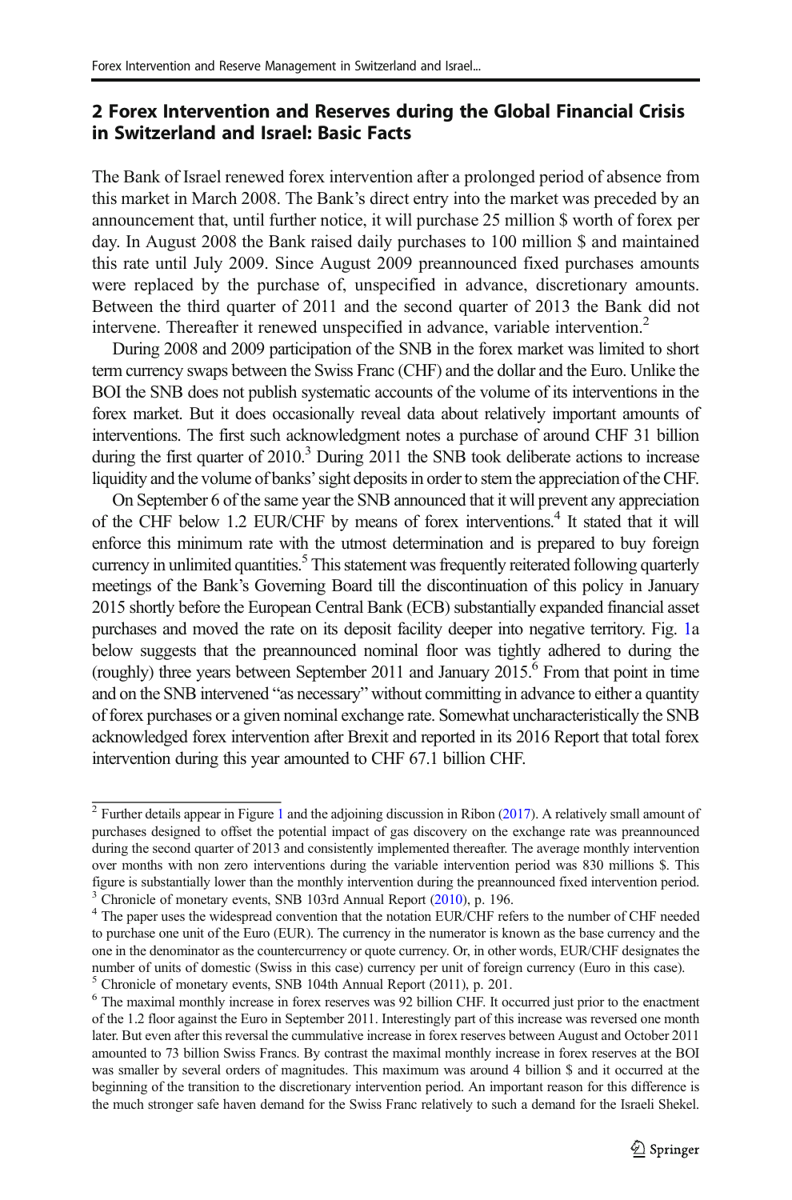## 2 Forex Intervention and Reserves during the Global Financial Crisis in Switzerland and Israel: Basic Facts

The Bank of Israel renewed forex intervention after a prolonged period of absence from this market in March 2008. The Bank's direct entry into the market was preceded by an announcement that, until further notice, it will purchase 25 million $ worth of forex per day. In August 2008 the Bank raised daily purchases to 100 million $ and maintained this rate until July 2009. Since August 2009 preannounced fixed purchases amounts were replaced by the purchase of, unspecified in advance, discretionary amounts. Between the third quarter of 2011 and the second quarter of 2013 the Bank did not intervene. Thereafter it renewed unspecified in advance, variable intervention.[2]

During 2008 and 2009 participation of the SNB in the forex market was limited to short term currency swaps between the Swiss Franc (CHF) and the dollar and the Euro. Unlike the BOI the SNB does not publish systematic accounts of the volume of its interventions in the forex market. But it does occasionally reveal data about relatively important amounts of interventions. The first such acknowledgment notes a purchase of around CHF 31 billion during the first quarter of 2010.[3] During 2011 the SNB took deliberate actions to increase liquidity and the volume of banks' sight deposits in order to stem the appreciation of the CHF.

On September 6 of the same year the SNB announced that it will prevent any appreciation of the CHF below 1.2 EUR/CHF by means of forex interventions.[4] It stated that it will enforce this minimum rate with the utmost determination and is prepared to buy foreign currency in unlimited quantities.[5] This statement was frequently reiterated following quarterly meetings of the Bank's Governing Board till the discontinuation of this policy in January 2015 shortly before the European Central Bank (ECB) substantially expanded financial asset purchases and moved the rate on its deposit facility deeper into negative territory. Fig. 1a below suggests that the preannounced nominal floor was tightly adhered to during the (roughly) three years between September 2011 and January 2015.[6] From that point in time and on the SNB intervened "as necessary" without committing in advance to either a quantity of forex purchases or a given nominal exchange rate. Somewhat uncharacteristically the SNB acknowledged forex intervention after Brexit and reported in its 2016 Report that total forex intervention during this year amounted to CHF 67.1 billion CHF.

---

[2] Further details appear in Figure 1 and the adjoining discussion in Ribon (2017). A relatively small amount of purchases designed to offset the potential impact of gas discovery on the exchange rate was preannounced during the second quarter of 2013 and consistently implemented thereafter. The average monthly intervention over months with non zero interventions during the variable intervention period was 830 millions $. This figure is substantially lower than the monthly intervention during the preannounced fixed intervention period.

[3] Chronicle of monetary events, SNB 103rd Annual Report (2010), p. 196.

[4] The paper uses the widespread convention that the notation EUR/CHF refers to the number of CHF needed to purchase one unit of the Euro (EUR). The currency in the numerator is known as the base currency and the one in the denominator as the countercurrency or quote currency. Or, in other words, EUR/CHF designates the number of units of domestic (Swiss in this case) currency per unit of foreign currency (Euro in this case).

[5] Chronicle of monetary events, SNB 104th Annual Report (2011), p. 201.

[6] The maximal monthly increase in forex reserves was 92 billion CHF. It occurred just prior to the enactment of the 1.2 floor against the Euro in September 2011. Interestingly part of this increase was reversed one month later. But even after this reversal the cummulative increase in forex reserves between August and October 2011 amounted to 73 billion Swiss Francs. By contrast the maximal monthly increase in forex reserves at the BOI was smaller by several orders of magnitudes. This maximum was around 4 billion $ and it occurred at the beginning of the transition to the discretionary intervention period. An important reason for this difference is the much stronger safe haven demand for the Swiss Franc relatively to such a demand for the Israeli Shekel.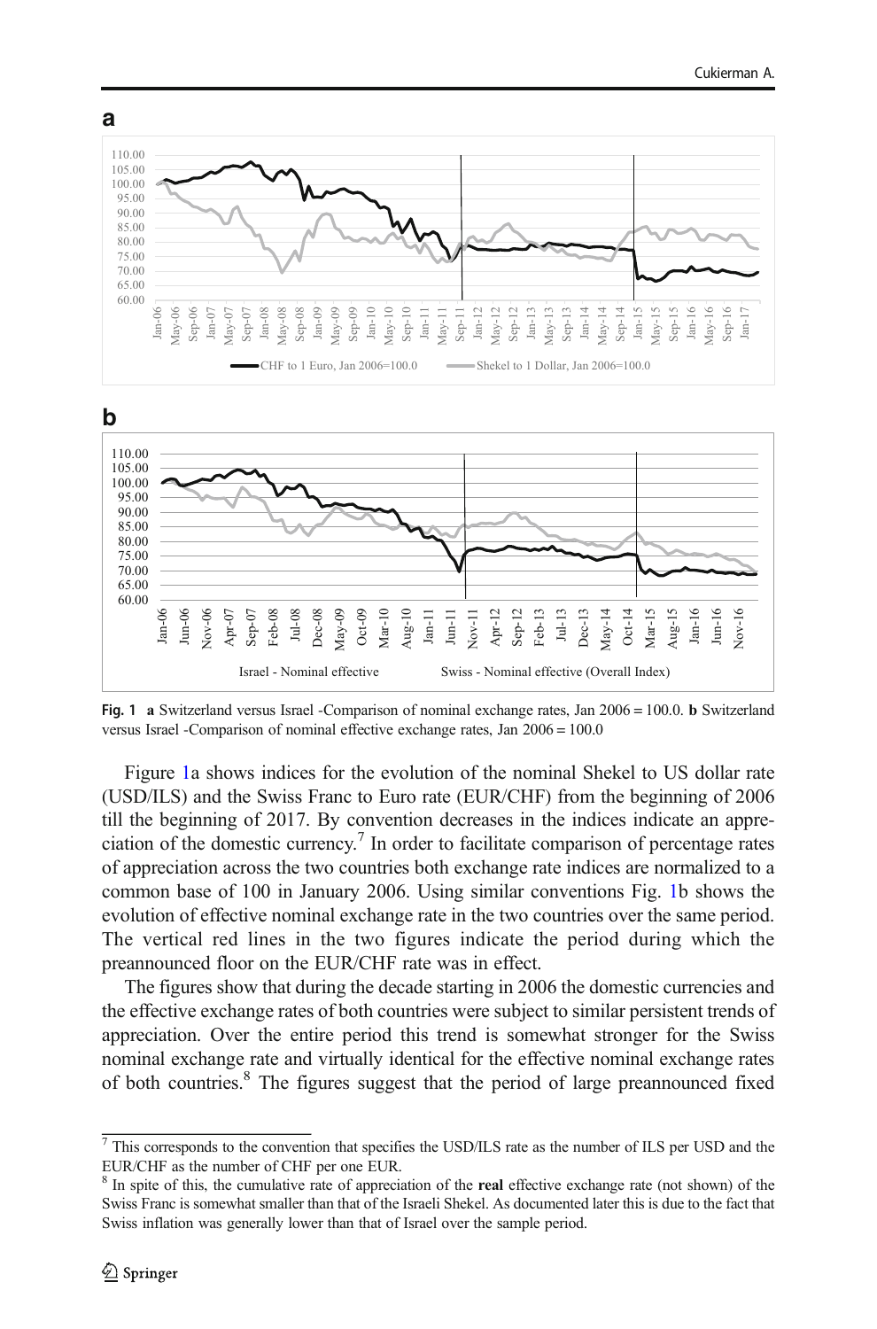**a**

**b**

**Fig. 1** **a** Switzerland versus Israel -Comparison of nominal exchange rates, Jan 2006 = 100.0. **b** Switzerland versus Israel -Comparison of nominal effective exchange rates, Jan 2006 = 100.0

Figure 1a shows indices for the evolution of the nominal Shekel to US dollar rate (USD/ILS) and the Swiss Franc to Euro rate (EUR/CHF) from the beginning of 2006 till the beginning of 2017. By convention decreases in the indices indicate an appreciation of the domestic currency.[7] In order to facilitate comparison of percentage rates of appreciation across the two countries both exchange rate indices are normalized to a common base of 100 in January 2006. Using similar conventions Fig. 1b shows the evolution of effective nominal exchange rate in the two countries over the same period. The vertical red lines in the two figures indicate the period during which the preannounced floor on the EUR/CHF rate was in effect.

The figures show that during the decade starting in 2006 the domestic currencies and the effective exchange rates of both countries were subject to similar persistent trends of appreciation. Over the entire period this trend is somewhat stronger for the Swiss nominal exchange rate and virtually identical for the effective nominal exchange rates of both countries.[8] The figures suggest that the period of large preannounced fixed

---

[7] This corresponds to the convention that specifies the USD/ILS rate as the number of ILS per USD and the EUR/CHF as the number of CHF per one EUR.

[8] In spite of this, the cumulative rate of appreciation of the **real** effective exchange rate (not shown) of the Swiss Franc is somewhat smaller than that of the Israeli Shekel. As documented later this is due to the fact that Swiss inflation was generally lower than that of Israel over the sample period.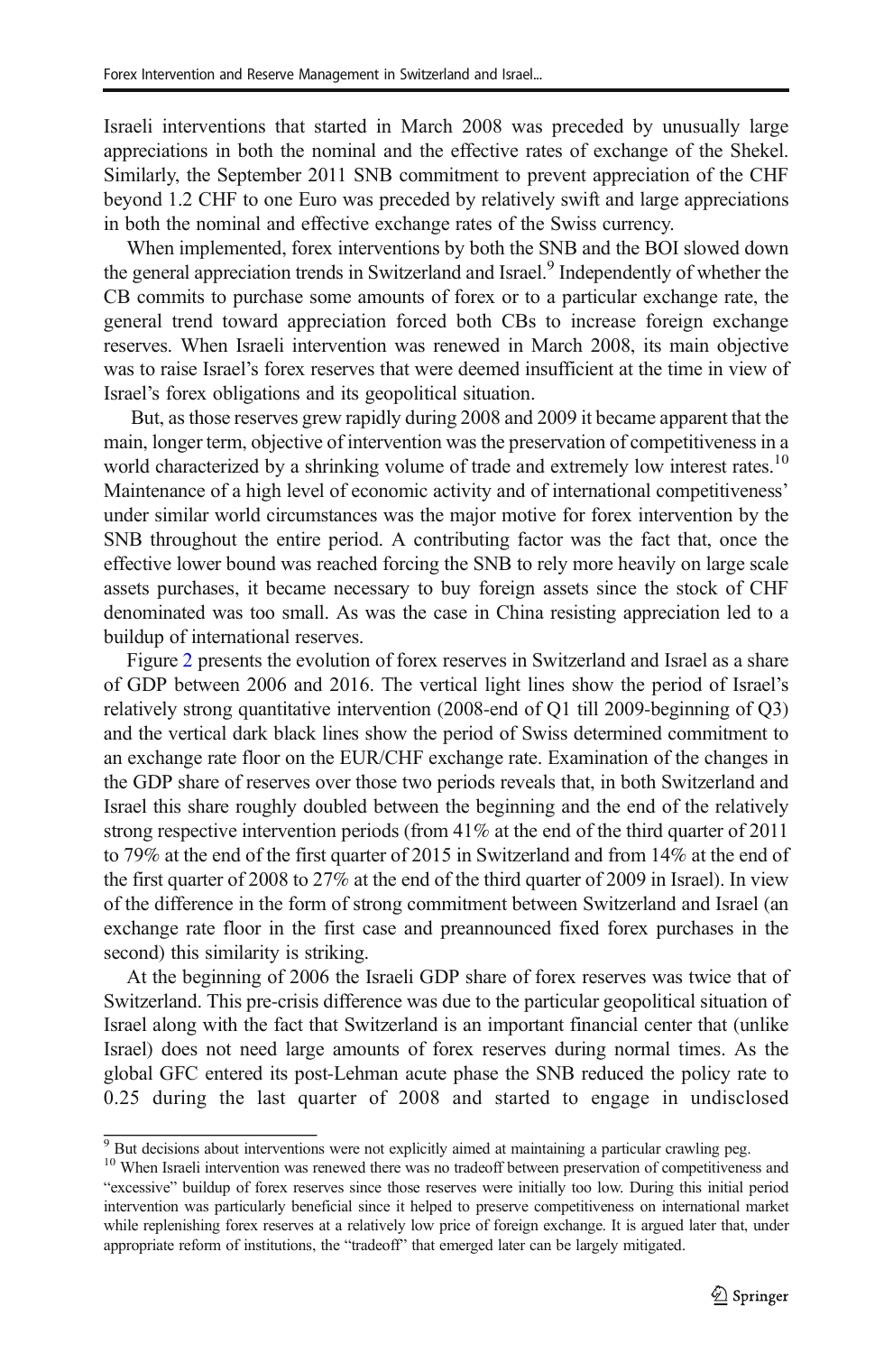Israeli interventions that started in March 2008 was preceded by unusually large appreciations in both the nominal and the effective rates of exchange of the Shekel. Similarly, the September 2011 SNB commitment to prevent appreciation of the CHF beyond 1.2 CHF to one Euro was preceded by relatively swift and large appreciations in both the nominal and effective exchange rates of the Swiss currency.

When implemented, forex interventions by both the SNB and the BOI slowed down the general appreciation trends in Switzerland and Israel.[9] Independently of whether the CB commits to purchase some amounts of forex or to a particular exchange rate, the general trend toward appreciation forced both CBs to increase foreign exchange reserves. When Israeli intervention was renewed in March 2008, its main objective was to raise Israel's forex reserves that were deemed insufficient at the time in view of Israel's forex obligations and its geopolitical situation.

But, as those reserves grew rapidly during 2008 and 2009 it became apparent that the main, longer term, objective of intervention was the preservation of competitiveness in a world characterized by a shrinking volume of trade and extremely low interest rates.[10] Maintenance of a high level of economic activity and of international competitiveness' under similar world circumstances was the major motive for forex intervention by the SNB throughout the entire period. A contributing factor was the fact that, once the effective lower bound was reached forcing the SNB to rely more heavily on large scale assets purchases, it became necessary to buy foreign assets since the stock of CHF denominated was too small. As was the case in China resisting appreciation led to a buildup of international reserves.

Figure 2 presents the evolution of forex reserves in Switzerland and Israel as a share of GDP between 2006 and 2016. The vertical light lines show the period of Israel's relatively strong quantitative intervention (2008-end of Q1 till 2009-beginning of Q3) and the vertical dark black lines show the period of Swiss determined commitment to an exchange rate floor on the EUR/CHF exchange rate. Examination of the changes in the GDP share of reserves over those two periods reveals that, in both Switzerland and Israel this share roughly doubled between the beginning and the end of the relatively strong respective intervention periods (from 41% at the end of the third quarter of 2011 to 79% at the end of the first quarter of 2015 in Switzerland and from 14% at the end of the first quarter of 2008 to 27% at the end of the third quarter of 2009 in Israel). In view of the difference in the form of strong commitment between Switzerland and Israel (an exchange rate floor in the first case and preannounced fixed forex purchases in the second) this similarity is striking.

At the beginning of 2006 the Israeli GDP share of forex reserves was twice that of Switzerland. This pre-crisis difference was due to the particular geopolitical situation of Israel along with the fact that Switzerland is an important financial center that (unlike Israel) does not need large amounts of forex reserves during normal times. As the global GFC entered its post-Lehman acute phase the SNB reduced the policy rate to 0.25 during the last quarter of 2008 and started to engage in undisclosed

[9] But decisions about interventions were not explicitly aimed at maintaining a particular crawling peg.

[10] When Israeli intervention was renewed there was no tradeoff between preservation of competitiveness and "excessive" buildup of forex reserves since those reserves were initially too low. During this initial period intervention was particularly beneficial since it helped to preserve competitiveness on international market while replenishing forex reserves at a relatively low price of foreign exchange. It is argued later that, under appropriate reform of institutions, the "tradeoff" that emerged later can be largely mitigated.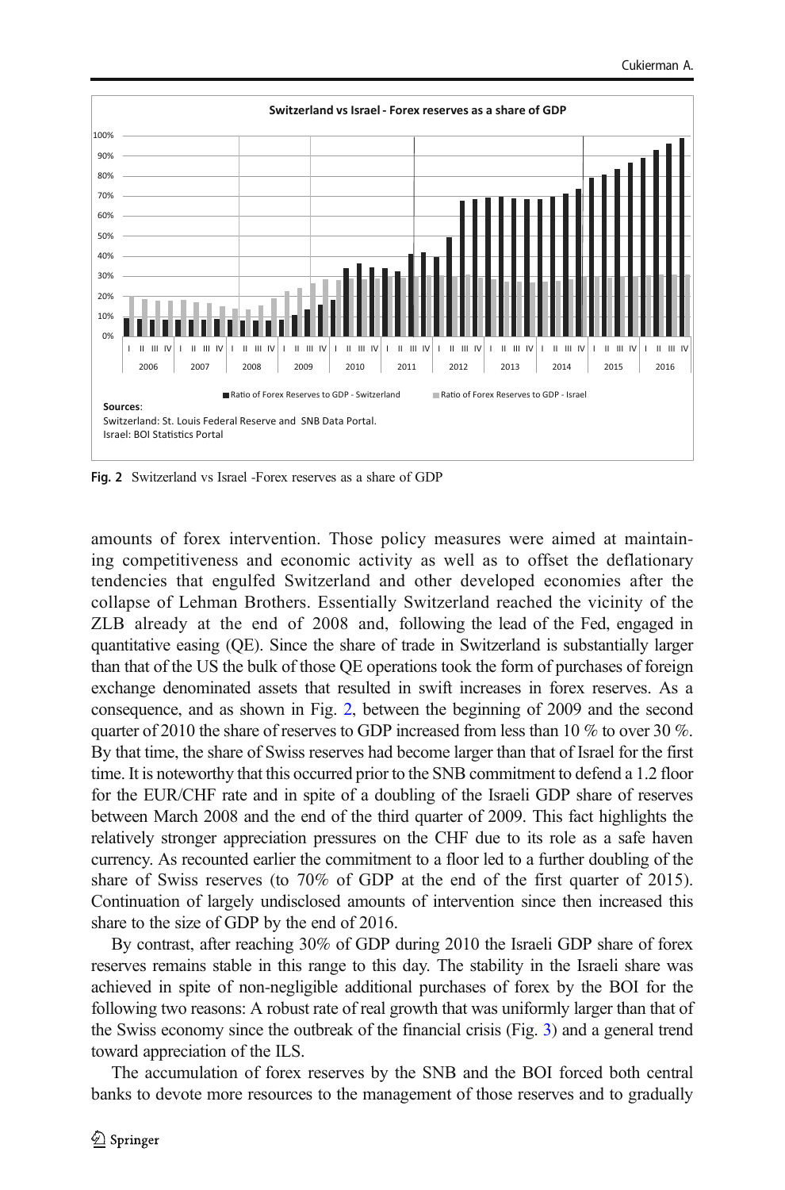Fig. 2 Switzerland vs Israel -Forex reserves as a share of GDP

amounts of forex intervention. Those policy measures were aimed at maintaining competitiveness and economic activity as well as to offset the deflationary tendencies that engulfed Switzerland and other developed economies after the collapse of Lehman Brothers. Essentially Switzerland reached the vicinity of the ZLB already at the end of 2008 and, following the lead of the Fed, engaged in quantitative easing (QE). Since the share of trade in Switzerland is substantially larger than that of the US the bulk of those QE operations took the form of purchases of foreign exchange denominated assets that resulted in swift increases in forex reserves. As a consequence, and as shown in Fig. 2, between the beginning of 2009 and the second quarter of 2010 the share of reserves to GDP increased from less than 10 % to over 30 %. By that time, the share of Swiss reserves had become larger than that of Israel for the first time. It is noteworthy that this occurred prior to the SNB commitment to defend a 1.2 floor for the EUR/CHF rate and in spite of a doubling of the Israeli GDP share of reserves between March 2008 and the end of the third quarter of 2009. This fact highlights the relatively stronger appreciation pressures on the CHF due to its role as a safe haven currency. As recounted earlier the commitment to a floor led to a further doubling of the share of Swiss reserves (to 70% of GDP at the end of the first quarter of 2015). Continuation of largely undisclosed amounts of intervention since then increased this share to the size of GDP by the end of 2016.

By contrast, after reaching 30% of GDP during 2010 the Israeli GDP share of forex reserves remains stable in this range to this day. The stability in the Israeli share was achieved in spite of non-negligible additional purchases of forex by the BOI for the following two reasons: A robust rate of real growth that was uniformly larger than that of the Swiss economy since the outbreak of the financial crisis (Fig. 3) and a general trend toward appreciation of the ILS.

The accumulation of forex reserves by the SNB and the BOI forced both central banks to devote more resources to the management of those reserves and to gradually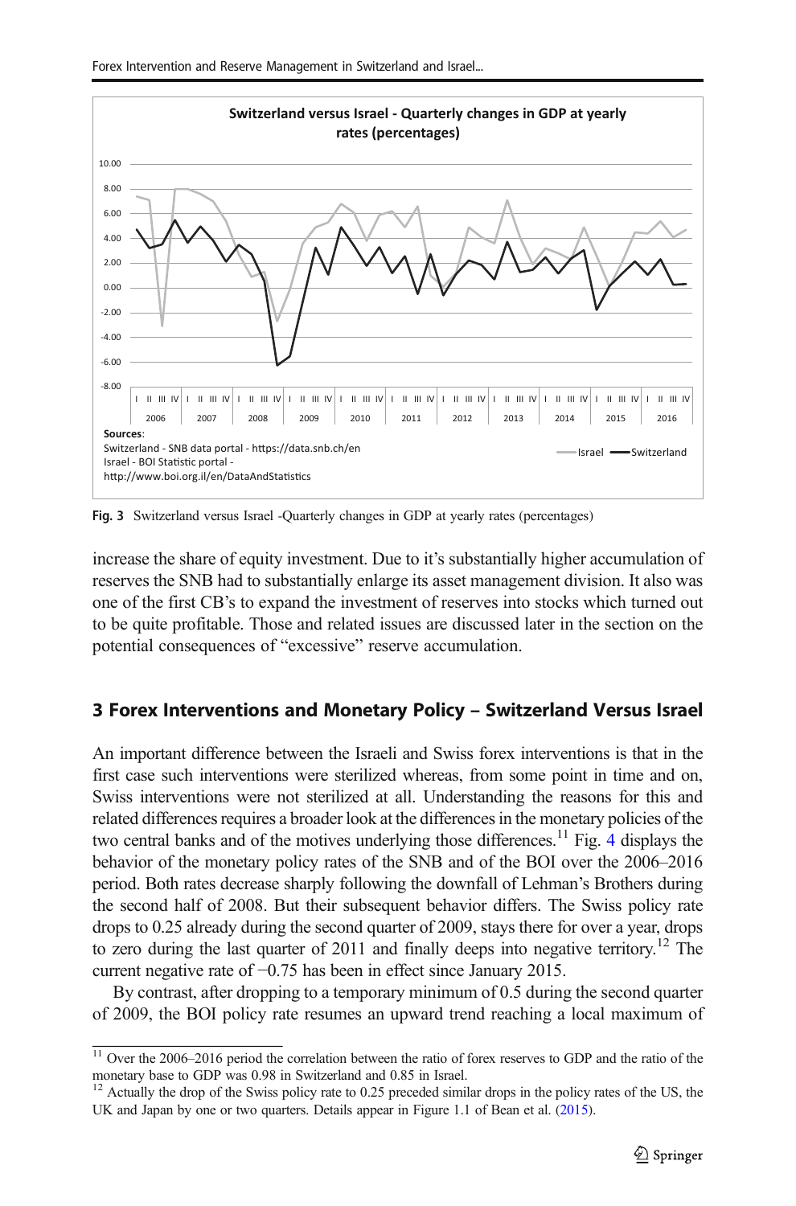Fig. 3 Switzerland versus Israel -Quarterly changes in GDP at yearly rates (percentages)

increase the share of equity investment. Due to it's substantially higher accumulation of reserves the SNB had to substantially enlarge its asset management division. It also was one of the first CB's to expand the investment of reserves into stocks which turned out to be quite profitable. Those and related issues are discussed later in the section on the potential consequences of "excessive" reserve accumulation.

## 3 Forex Interventions and Monetary Policy – Switzerland Versus Israel

An important difference between the Israeli and Swiss forex interventions is that in the first case such interventions were sterilized whereas, from some point in time and on, Swiss interventions were not sterilized at all. Understanding the reasons for this and related differences requires a broader look at the differences in the monetary policies of the two central banks and of the motives underlying those differences.[11] Fig. 4 displays the behavior of the monetary policy rates of the SNB and of the BOI over the 2006–2016 period. Both rates decrease sharply following the downfall of Lehman's Brothers during the second half of 2008. But their subsequent behavior differs. The Swiss policy rate drops to 0.25 already during the second quarter of 2009, stays there for over a year, drops to zero during the last quarter of 2011 and finally deeps into negative territory.[12] The current negative rate of −0.75 has been in effect since January 2015.

By contrast, after dropping to a temporary minimum of 0.5 during the second quarter of 2009, the BOI policy rate resumes an upward trend reaching a local maximum of

---

[11] Over the 2006–2016 period the correlation between the ratio of forex reserves to GDP and the ratio of the monetary base to GDP was 0.98 in Switzerland and 0.85 in Israel.

[12] Actually the drop of the Swiss policy rate to 0.25 preceded similar drops in the policy rates of the US, the UK and Japan by one or two quarters. Details appear in Figure 1.1 of Bean et al. (2015).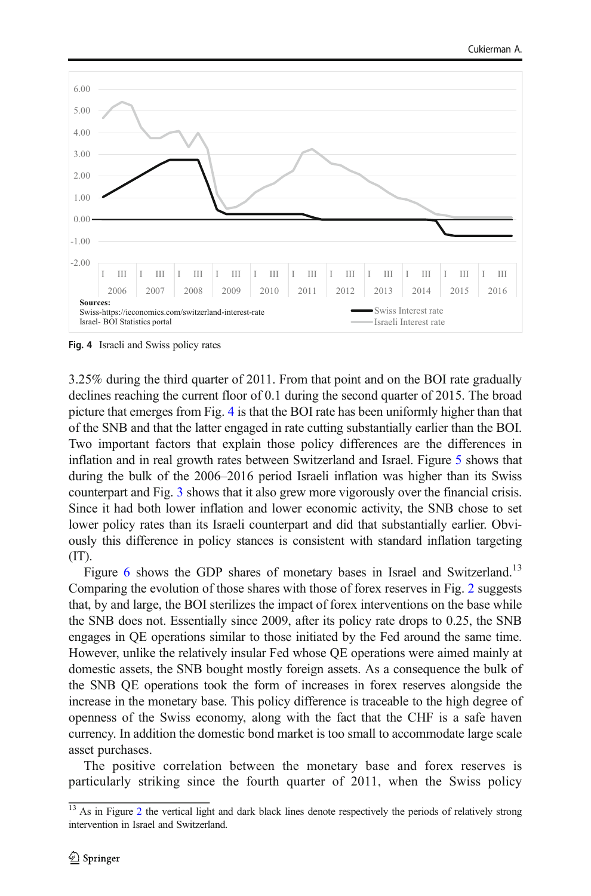Fig. 4 Israeli and Swiss policy rates

3.25% during the third quarter of 2011. From that point and on the BOI rate gradually declines reaching the current floor of 0.1 during the second quarter of 2015. The broad picture that emerges from Fig. 4 is that the BOI rate has been uniformly higher than that of the SNB and that the latter engaged in rate cutting substantially earlier than the BOI. Two important factors that explain those policy differences are the differences in inflation and in real growth rates between Switzerland and Israel. Figure 5 shows that during the bulk of the 2006–2016 period Israeli inflation was higher than its Swiss counterpart and Fig. 3 shows that it also grew more vigorously over the financial crisis. Since it had both lower inflation and lower economic activity, the SNB chose to set lower policy rates than its Israeli counterpart and did that substantially earlier. Obviously this difference in policy stances is consistent with standard inflation targeting (IT).

Figure 6 shows the GDP shares of monetary bases in Israel and Switzerland.[13] Comparing the evolution of those shares with those of forex reserves in Fig. 2 suggests that, by and large, the BOI sterilizes the impact of forex interventions on the base while the SNB does not. Essentially since 2009, after its policy rate drops to 0.25, the SNB engages in QE operations similar to those initiated by the Fed around the same time. However, unlike the relatively insular Fed whose QE operations were aimed mainly at domestic assets, the SNB bought mostly foreign assets. As a consequence the bulk of the SNB QE operations took the form of increases in forex reserves alongside the increase in the monetary base. This policy difference is traceable to the high degree of openness of the Swiss economy, along with the fact that the CHF is a safe haven currency. In addition the domestic bond market is too small to accommodate large scale asset purchases.

The positive correlation between the monetary base and forex reserves is particularly striking since the fourth quarter of 2011, when the Swiss policy

[13] As in Figure 2 the vertical light and dark black lines denote respectively the periods of relatively strong intervention in Israel and Switzerland.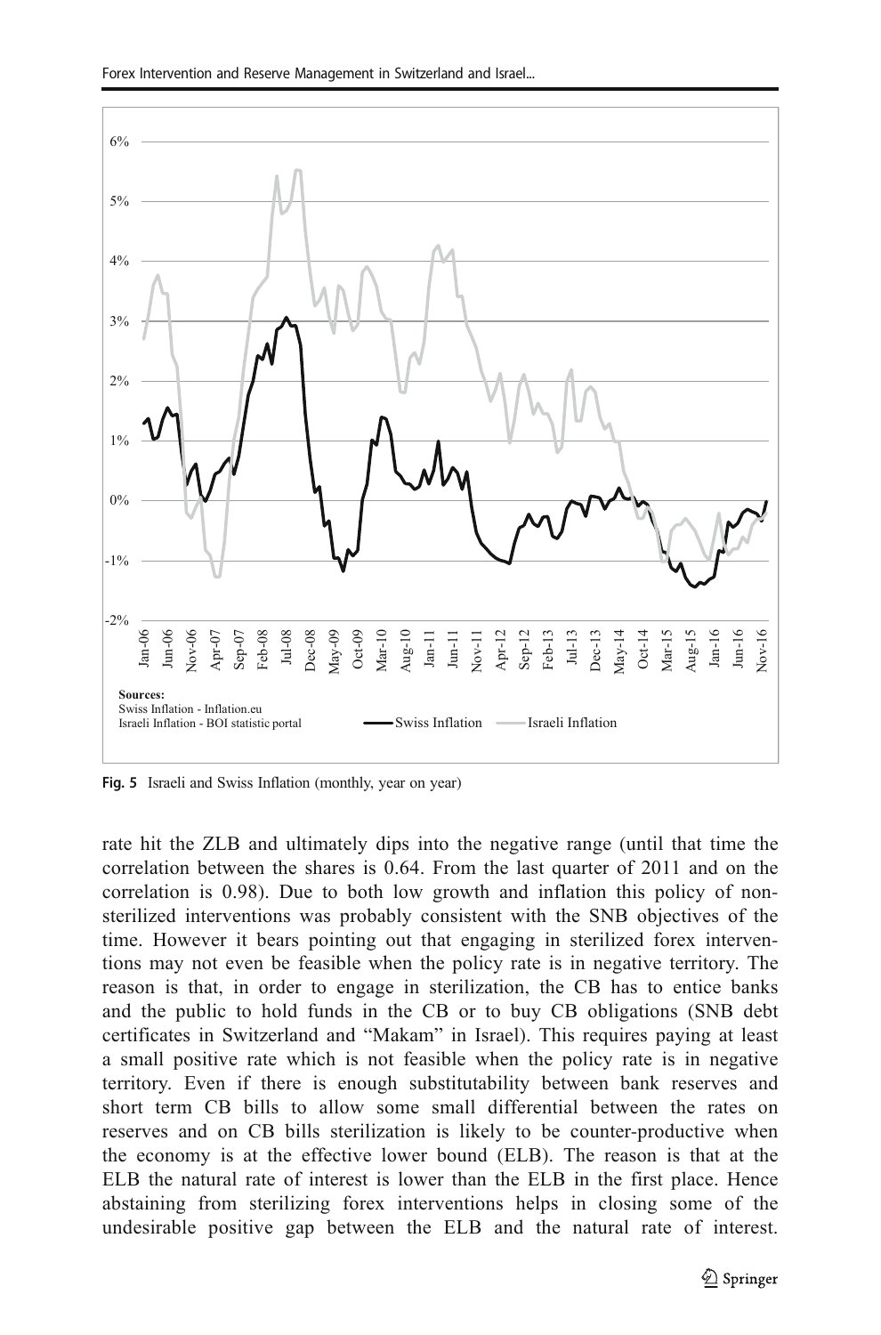Fig. 5 Israeli and Swiss Inflation (monthly, year on year)

rate hit the ZLB and ultimately dips into the negative range (until that time the correlation between the shares is 0.64. From the last quarter of 2011 and on the correlation is 0.98). Due to both low growth and inflation this policy of non-sterilized interventions was probably consistent with the SNB objectives of the time. However it bears pointing out that engaging in sterilized forex interventions may not even be feasible when the policy rate is in negative territory. The reason is that, in order to engage in sterilization, the CB has to entice banks and the public to hold funds in the CB or to buy CB obligations (SNB debt certificates in Switzerland and "Makam" in Israel). This requires paying at least a small positive rate which is not feasible when the policy rate is in negative territory. Even if there is enough substitutability between bank reserves and short term CB bills to allow some small differential between the rates on reserves and on CB bills sterilization is likely to be counter-productive when the economy is at the effective lower bound (ELB). The reason is that at the ELB the natural rate of interest is lower than the ELB in the first place. Hence abstaining from sterilizing forex interventions helps in closing some of the undesirable positive gap between the ELB and the natural rate of interest.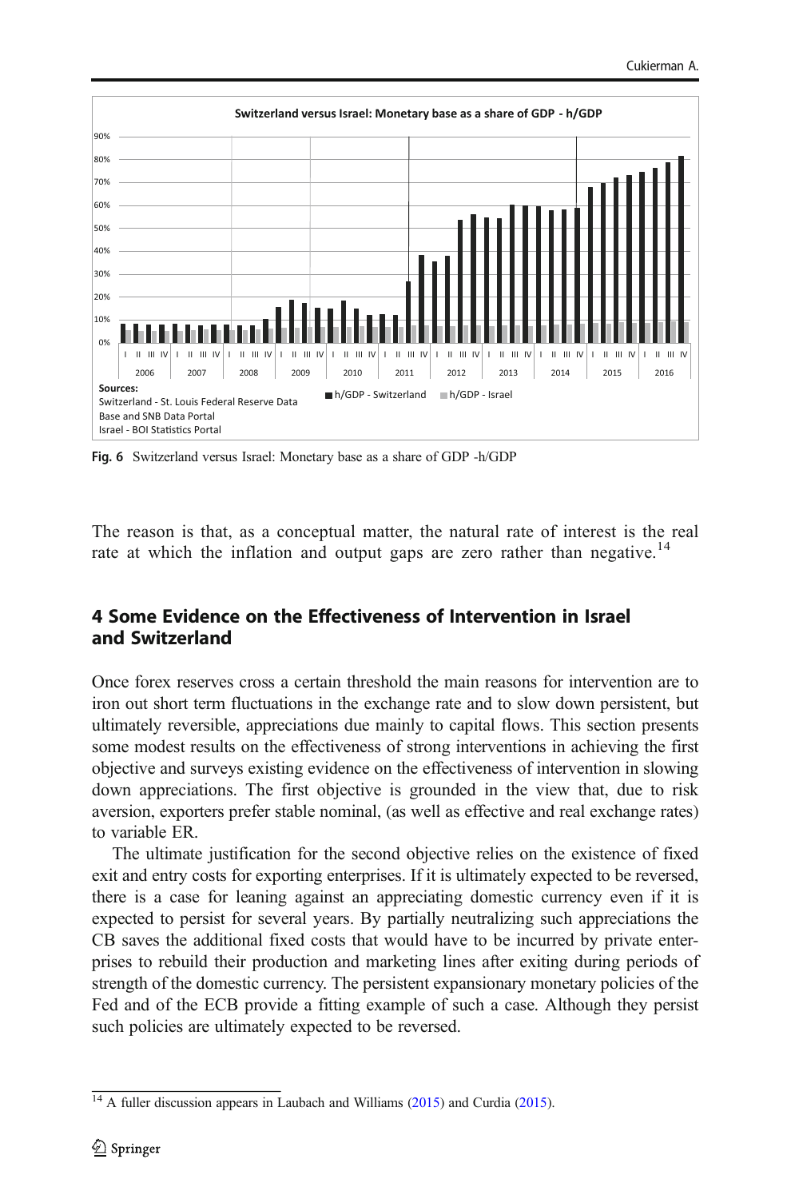Fig. 6 Switzerland versus Israel: Monetary base as a share of GDP -h/GDP

The reason is that, as a conceptual matter, the natural rate of interest is the real rate at which the inflation and output gaps are zero rather than negative.[14]

## 4 Some Evidence on the Effectiveness of Intervention in Israel and Switzerland

Once forex reserves cross a certain threshold the main reasons for intervention are to iron out short term fluctuations in the exchange rate and to slow down persistent, but ultimately reversible, appreciations due mainly to capital flows. This section presents some modest results on the effectiveness of strong interventions in achieving the first objective and surveys existing evidence on the effectiveness of intervention in slowing down appreciations. The first objective is grounded in the view that, due to risk aversion, exporters prefer stable nominal, (as well as effective and real exchange rates) to variable ER.

The ultimate justification for the second objective relies on the existence of fixed exit and entry costs for exporting enterprises. If it is ultimately expected to be reversed, there is a case for leaning against an appreciating domestic currency even if it is expected to persist for several years. By partially neutralizing such appreciations the CB saves the additional fixed costs that would have to be incurred by private enterprises to rebuild their production and marketing lines after exiting during periods of strength of the domestic currency. The persistent expansionary monetary policies of the Fed and of the ECB provide a fitting example of such a case. Although they persist such policies are ultimately expected to be reversed.

[14] A fuller discussion appears in Laubach and Williams (2015) and Curdia (2015).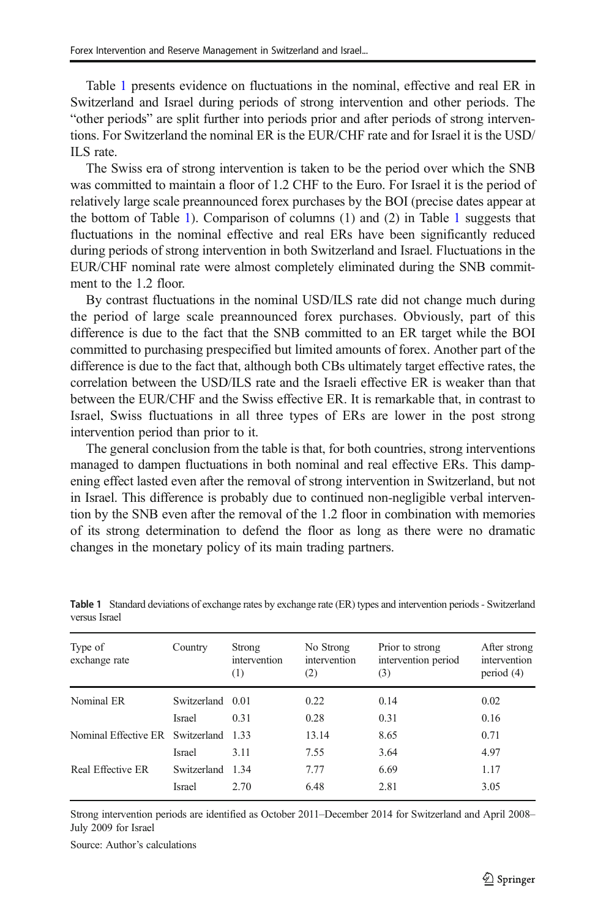Table 1 presents evidence on fluctuations in the nominal, effective and real ER in Switzerland and Israel during periods of strong intervention and other periods. The "other periods" are split further into periods prior and after periods of strong interventions. For Switzerland the nominal ER is the EUR/CHF rate and for Israel it is the USD/ILS rate.

The Swiss era of strong intervention is taken to be the period over which the SNB was committed to maintain a floor of 1.2 CHF to the Euro. For Israel it is the period of relatively large scale preannounced forex purchases by the BOI (precise dates appear at the bottom of Table 1). Comparison of columns (1) and (2) in Table 1 suggests that fluctuations in the nominal effective and real ERs have been significantly reduced during periods of strong intervention in both Switzerland and Israel. Fluctuations in the EUR/CHF nominal rate were almost completely eliminated during the SNB commitment to the 1.2 floor.

By contrast fluctuations in the nominal USD/ILS rate did not change much during the period of large scale preannounced forex purchases. Obviously, part of this difference is due to the fact that the SNB committed to an ER target while the BOI committed to purchasing prespecified but limited amounts of forex. Another part of the difference is due to the fact that, although both CBs ultimately target effective rates, the correlation between the USD/ILS rate and the Israeli effective ER is weaker than that between the EUR/CHF and the Swiss effective ER. It is remarkable that, in contrast to Israel, Swiss fluctuations in all three types of ERs are lower in the post strong intervention period than prior to it.

The general conclusion from the table is that, for both countries, strong interventions managed to dampen fluctuations in both nominal and real effective ERs. This dampening effect lasted even after the removal of strong intervention in Switzerland, but not in Israel. This difference is probably due to continued non-negligible verbal intervention by the SNB even after the removal of the 1.2 floor in combination with memories of its strong determination to defend the floor as long as there were no dramatic changes in the monetary policy of its main trading partners.

**Table 1** Standard deviations of exchange rates by exchange rate (ER) types and intervention periods - Switzerland versus Israel

| Type of exchange rate | Country | Strong intervention (1) | No Strong intervention (2) | Prior to strong intervention period (3) | After strong intervention period (4) |
|---|---|---|---|---|---|
| Nominal ER | Switzerland | 0.01 | 0.22 | 0.14 | 0.02 |
| | Israel | 0.31 | 0.28 | 0.31 | 0.16 |
| Nominal Effective ER | Switzerland | 1.33 | 13.14 | 8.65 | 0.71 |
| | Israel | 3.11 | 7.55 | 3.64 | 4.97 |
| Real Effective ER | Switzerland | 1.34 | 7.77 | 6.69 | 1.17 |
| | Israel | 2.70 | 6.48 | 2.81 | 3.05 |

Strong intervention periods are identified as October 2011–December 2014 for Switzerland and April 2008–July 2009 for Israel

Source: Author's calculations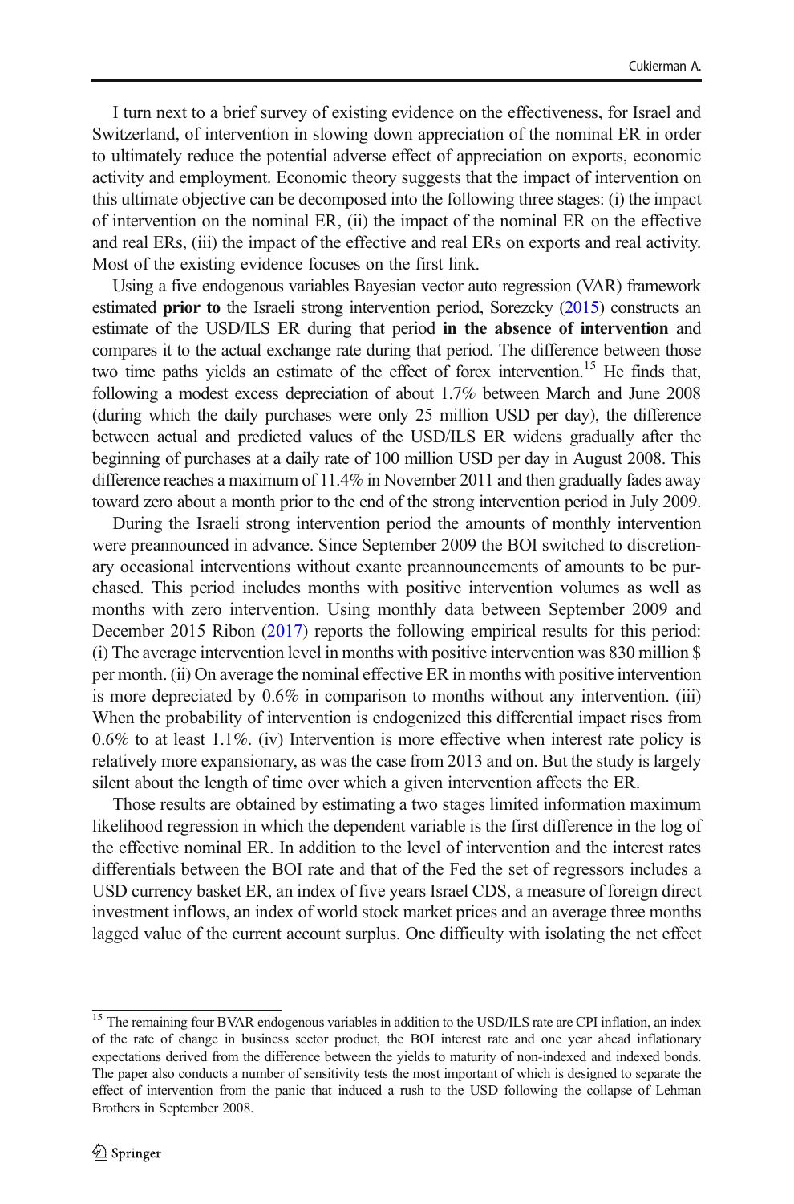I turn next to a brief survey of existing evidence on the effectiveness, for Israel and Switzerland, of intervention in slowing down appreciation of the nominal ER in order to ultimately reduce the potential adverse effect of appreciation on exports, economic activity and employment. Economic theory suggests that the impact of intervention on this ultimate objective can be decomposed into the following three stages: (i) the impact of intervention on the nominal ER, (ii) the impact of the nominal ER on the effective and real ERs, (iii) the impact of the effective and real ERs on exports and real activity. Most of the existing evidence focuses on the first link.

Using a five endogenous variables Bayesian vector auto regression (VAR) framework estimated **prior to** the Israeli strong intervention period, Sorezcky (2015) constructs an estimate of the USD/ILS ER during that period **in the absence of intervention** and compares it to the actual exchange rate during that period. The difference between those two time paths yields an estimate of the effect of forex intervention.[15] He finds that, following a modest excess depreciation of about 1.7% between March and June 2008 (during which the daily purchases were only 25 million USD per day), the difference between actual and predicted values of the USD/ILS ER widens gradually after the beginning of purchases at a daily rate of 100 million USD per day in August 2008. This difference reaches a maximum of 11.4% in November 2011 and then gradually fades away toward zero about a month prior to the end of the strong intervention period in July 2009.

During the Israeli strong intervention period the amounts of monthly intervention were preannounced in advance. Since September 2009 the BOI switched to discretionary occasional interventions without exante preannouncements of amounts to be purchased. This period includes months with positive intervention volumes as well as months with zero intervention. Using monthly data between September 2009 and December 2015 Ribon (2017) reports the following empirical results for this period: (i) The average intervention level in months with positive intervention was 830 million $ per month. (ii) On average the nominal effective ER in months with positive intervention is more depreciated by 0.6% in comparison to months without any intervention. (iii) When the probability of intervention is endogenized this differential impact rises from 0.6% to at least 1.1%. (iv) Intervention is more effective when interest rate policy is relatively more expansionary, as was the case from 2013 and on. But the study is largely silent about the length of time over which a given intervention affects the ER.

Those results are obtained by estimating a two stages limited information maximum likelihood regression in which the dependent variable is the first difference in the log of the effective nominal ER. In addition to the level of intervention and the interest rates differentials between the BOI rate and that of the Fed the set of regressors includes a USD currency basket ER, an index of five years Israel CDS, a measure of foreign direct investment inflows, an index of world stock market prices and an average three months lagged value of the current account surplus. One difficulty with isolating the net effect

---

[15] The remaining four BVAR endogenous variables in addition to the USD/ILS rate are CPI inflation, an index of the rate of change in business sector product, the BOI interest rate and one year ahead inflationary expectations derived from the difference between the yields to maturity of non-indexed and indexed bonds. The paper also conducts a number of sensitivity tests the most important of which is designed to separate the effect of intervention from the panic that induced a rush to the USD following the collapse of Lehman Brothers in September 2008.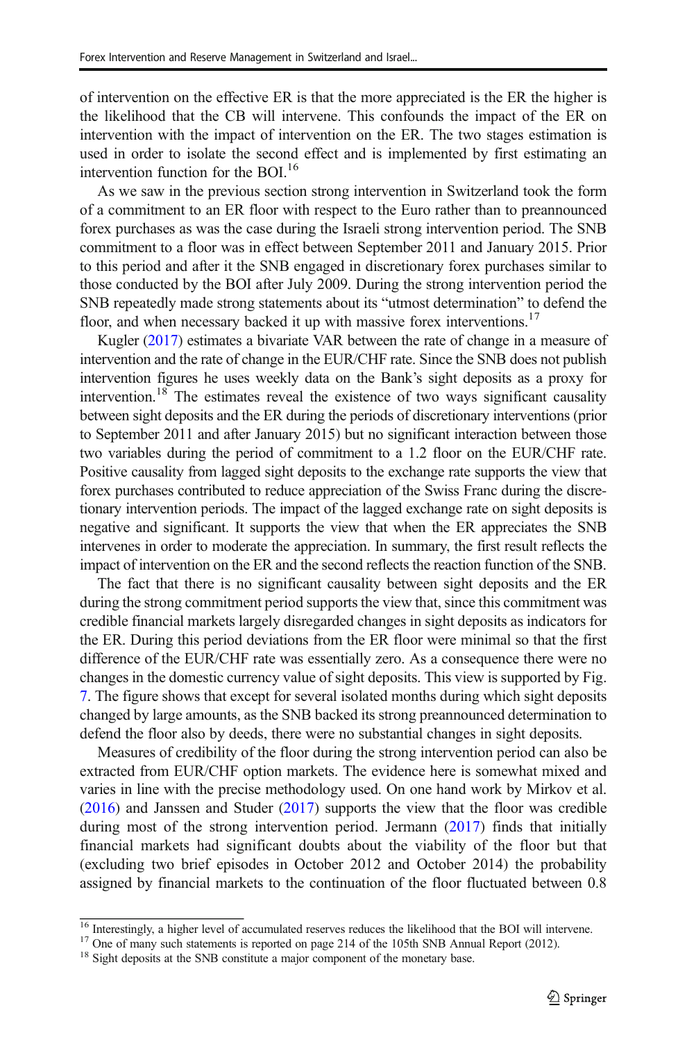of intervention on the effective ER is that the more appreciated is the ER the higher is the likelihood that the CB will intervene. This confounds the impact of the ER on intervention with the impact of intervention on the ER. The two stages estimation is used in order to isolate the second effect and is implemented by first estimating an intervention function for the BOI.[16]

As we saw in the previous section strong intervention in Switzerland took the form of a commitment to an ER floor with respect to the Euro rather than to preannounced forex purchases as was the case during the Israeli strong intervention period. The SNB commitment to a floor was in effect between September 2011 and January 2015. Prior to this period and after it the SNB engaged in discretionary forex purchases similar to those conducted by the BOI after July 2009. During the strong intervention period the SNB repeatedly made strong statements about its "utmost determination" to defend the floor, and when necessary backed it up with massive forex interventions.[17]

Kugler (2017) estimates a bivariate VAR between the rate of change in a measure of intervention and the rate of change in the EUR/CHF rate. Since the SNB does not publish intervention figures he uses weekly data on the Bank's sight deposits as a proxy for intervention.[18] The estimates reveal the existence of two ways significant causality between sight deposits and the ER during the periods of discretionary interventions (prior to September 2011 and after January 2015) but no significant interaction between those two variables during the period of commitment to a 1.2 floor on the EUR/CHF rate. Positive causality from lagged sight deposits to the exchange rate supports the view that forex purchases contributed to reduce appreciation of the Swiss Franc during the discretionary intervention periods. The impact of the lagged exchange rate on sight deposits is negative and significant. It supports the view that when the ER appreciates the SNB intervenes in order to moderate the appreciation. In summary, the first result reflects the impact of intervention on the ER and the second reflects the reaction function of the SNB.

The fact that there is no significant causality between sight deposits and the ER during the strong commitment period supports the view that, since this commitment was credible financial markets largely disregarded changes in sight deposits as indicators for the ER. During this period deviations from the ER floor were minimal so that the first difference of the EUR/CHF rate was essentially zero. As a consequence there were no changes in the domestic currency value of sight deposits. This view is supported by Fig. 7. The figure shows that except for several isolated months during which sight deposits changed by large amounts, as the SNB backed its strong preannounced determination to defend the floor also by deeds, there were no substantial changes in sight deposits.

Measures of credibility of the floor during the strong intervention period can also be extracted from EUR/CHF option markets. The evidence here is somewhat mixed and varies in line with the precise methodology used. On one hand work by Mirkov et al. (2016) and Janssen and Studer (2017) supports the view that the floor was credible during most of the strong intervention period. Jermann (2017) finds that initially financial markets had significant doubts about the viability of the floor but that (excluding two brief episodes in October 2012 and October 2014) the probability assigned by financial markets to the continuation of the floor fluctuated between 0.8

---

[16] Interestingly, a higher level of accumulated reserves reduces the likelihood that the BOI will intervene.

[17] One of many such statements is reported on page 214 of the 105th SNB Annual Report (2012).

[18] Sight deposits at the SNB constitute a major component of the monetary base.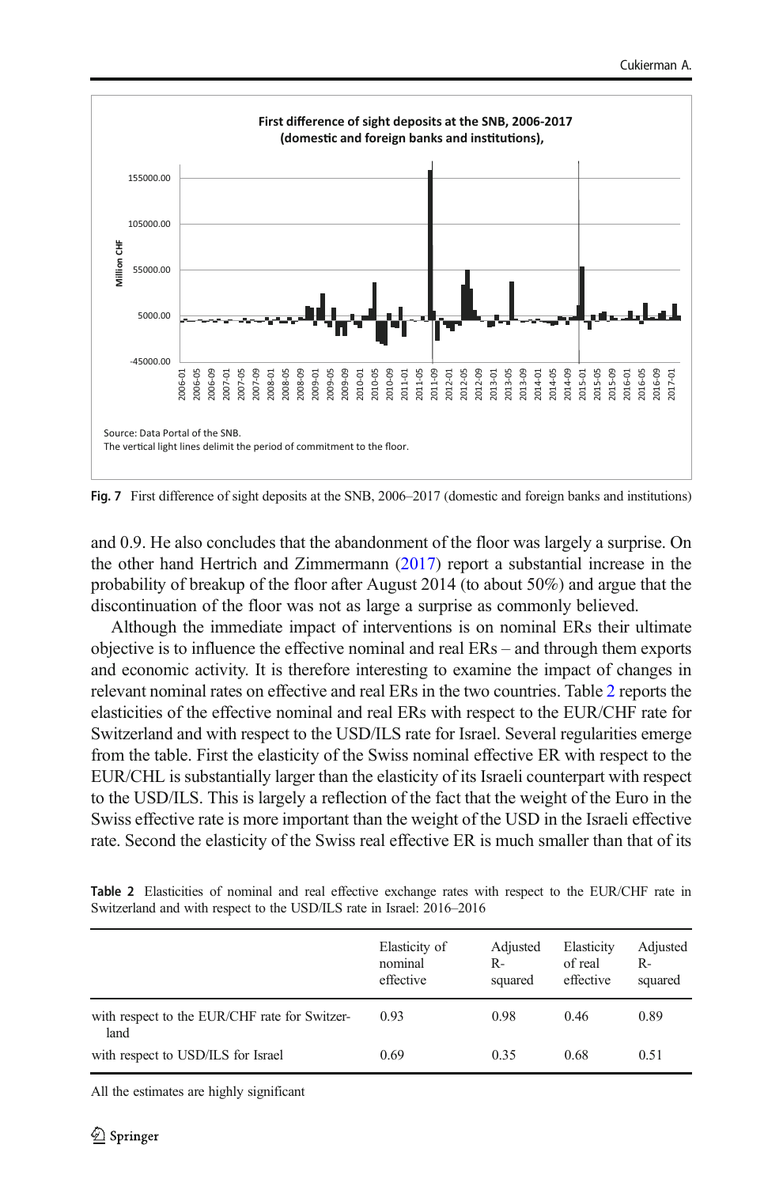Fig. 7 First difference of sight deposits at the SNB, 2006–2017 (domestic and foreign banks and institutions)

and 0.9. He also concludes that the abandonment of the floor was largely a surprise. On the other hand Hertrich and Zimmermann (2017) report a substantial increase in the probability of breakup of the floor after August 2014 (to about 50%) and argue that the discontinuation of the floor was not as large a surprise as commonly believed.

Although the immediate impact of interventions is on nominal ERs their ultimate objective is to influence the effective nominal and real ERs – and through them exports and economic activity. It is therefore interesting to examine the impact of changes in relevant nominal rates on effective and real ERs in the two countries. Table 2 reports the elasticities of the effective nominal and real ERs with respect to the EUR/CHF rate for Switzerland and with respect to the USD/ILS rate for Israel. Several regularities emerge from the table. First the elasticity of the Swiss nominal effective ER with respect to the EUR/CHL is substantially larger than the elasticity of its Israeli counterpart with respect to the USD/ILS. This is largely a reflection of the fact that the weight of the Euro in the Swiss effective rate is more important than the weight of the USD in the Israeli effective rate. Second the elasticity of the Swiss real effective ER is much smaller than that of its

**Table 2** Elasticities of nominal and real effective exchange rates with respect to the EUR/CHF rate in Switzerland and with respect to the USD/ILS rate in Israel: 2016–2016

| | Elasticity of nominal effective | Adjusted R-squared | Elasticity of real effective | Adjusted R-squared |
|---|---|---|---|---|
| with respect to the EUR/CHF rate for Switzerland | 0.93 | 0.98 | 0.46 | 0.89 |
| with respect to USD/ILS for Israel | 0.69 | 0.35 | 0.68 | 0.51 |

All the estimates are highly significant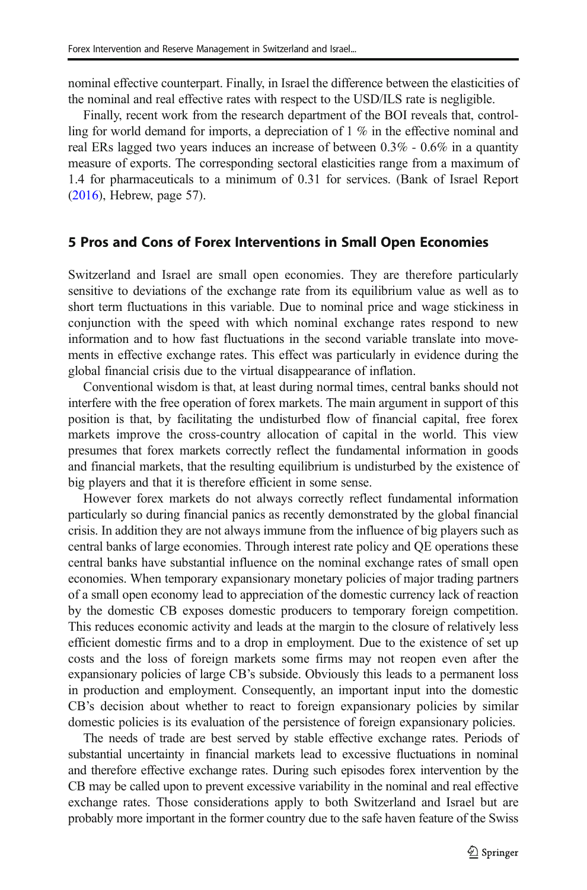nominal effective counterpart. Finally, in Israel the difference between the elasticities of the nominal and real effective rates with respect to the USD/ILS rate is negligible.

Finally, recent work from the research department of the BOI reveals that, controlling for world demand for imports, a depreciation of 1 % in the effective nominal and real ERs lagged two years induces an increase of between 0.3% - 0.6% in a quantity measure of exports. The corresponding sectoral elasticities range from a maximum of 1.4 for pharmaceuticals to a minimum of 0.31 for services. (Bank of Israel Report (2016), Hebrew, page 57).

## 5 Pros and Cons of Forex Interventions in Small Open Economies

Switzerland and Israel are small open economies. They are therefore particularly sensitive to deviations of the exchange rate from its equilibrium value as well as to short term fluctuations in this variable. Due to nominal price and wage stickiness in conjunction with the speed with which nominal exchange rates respond to new information and to how fast fluctuations in the second variable translate into movements in effective exchange rates. This effect was particularly in evidence during the global financial crisis due to the virtual disappearance of inflation.

Conventional wisdom is that, at least during normal times, central banks should not interfere with the free operation of forex markets. The main argument in support of this position is that, by facilitating the undisturbed flow of financial capital, free forex markets improve the cross-country allocation of capital in the world. This view presumes that forex markets correctly reflect the fundamental information in goods and financial markets, that the resulting equilibrium is undisturbed by the existence of big players and that it is therefore efficient in some sense.

However forex markets do not always correctly reflect fundamental information particularly so during financial panics as recently demonstrated by the global financial crisis. In addition they are not always immune from the influence of big players such as central banks of large economies. Through interest rate policy and QE operations these central banks have substantial influence on the nominal exchange rates of small open economies. When temporary expansionary monetary policies of major trading partners of a small open economy lead to appreciation of the domestic currency lack of reaction by the domestic CB exposes domestic producers to temporary foreign competition. This reduces economic activity and leads at the margin to the closure of relatively less efficient domestic firms and to a drop in employment. Due to the existence of set up costs and the loss of foreign markets some firms may not reopen even after the expansionary policies of large CB's subside. Obviously this leads to a permanent loss in production and employment. Consequently, an important input into the domestic CB's decision about whether to react to foreign expansionary policies by similar domestic policies is its evaluation of the persistence of foreign expansionary policies.

The needs of trade are best served by stable effective exchange rates. Periods of substantial uncertainty in financial markets lead to excessive fluctuations in nominal and therefore effective exchange rates. During such episodes forex intervention by the CB may be called upon to prevent excessive variability in the nominal and real effective exchange rates. Those considerations apply to both Switzerland and Israel but are probably more important in the former country due to the safe haven feature of the Swiss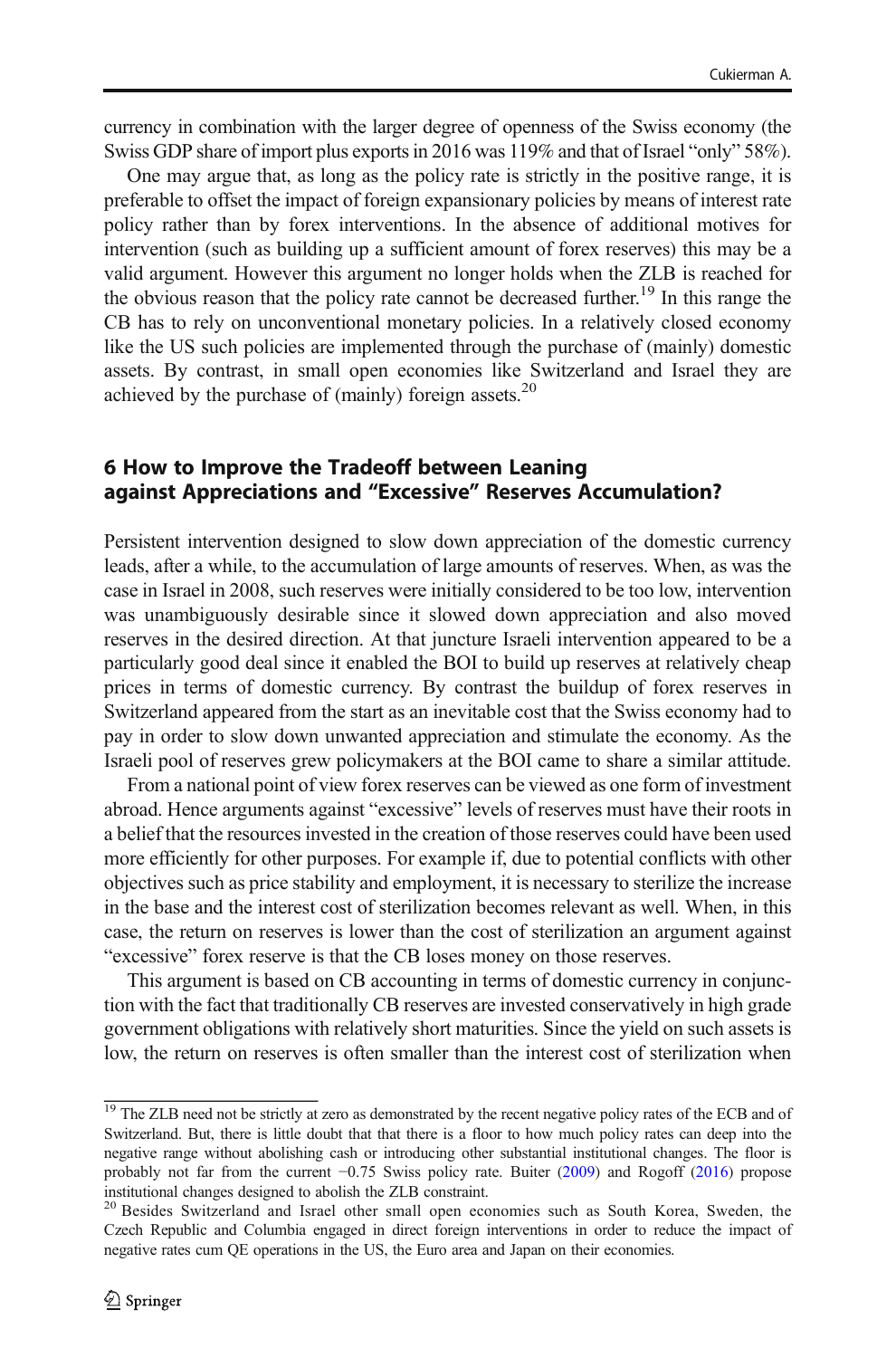currency in combination with the larger degree of openness of the Swiss economy (the Swiss GDP share of import plus exports in 2016 was 119% and that of Israel "only" 58%).

One may argue that, as long as the policy rate is strictly in the positive range, it is preferable to offset the impact of foreign expansionary policies by means of interest rate policy rather than by forex interventions. In the absence of additional motives for intervention (such as building up a sufficient amount of forex reserves) this may be a valid argument. However this argument no longer holds when the ZLB is reached for the obvious reason that the policy rate cannot be decreased further.[19] In this range the CB has to rely on unconventional monetary policies. In a relatively closed economy like the US such policies are implemented through the purchase of (mainly) domestic assets. By contrast, in small open economies like Switzerland and Israel they are achieved by the purchase of (mainly) foreign assets.[20]

## 6 How to Improve the Tradeoff between Leaning against Appreciations and "Excessive" Reserves Accumulation?

Persistent intervention designed to slow down appreciation of the domestic currency leads, after a while, to the accumulation of large amounts of reserves. When, as was the case in Israel in 2008, such reserves were initially considered to be too low, intervention was unambiguously desirable since it slowed down appreciation and also moved reserves in the desired direction. At that juncture Israeli intervention appeared to be a particularly good deal since it enabled the BOI to build up reserves at relatively cheap prices in terms of domestic currency. By contrast the buildup of forex reserves in Switzerland appeared from the start as an inevitable cost that the Swiss economy had to pay in order to slow down unwanted appreciation and stimulate the economy. As the Israeli pool of reserves grew policymakers at the BOI came to share a similar attitude.

From a national point of view forex reserves can be viewed as one form of investment abroad. Hence arguments against "excessive" levels of reserves must have their roots in a belief that the resources invested in the creation of those reserves could have been used more efficiently for other purposes. For example if, due to potential conflicts with other objectives such as price stability and employment, it is necessary to sterilize the increase in the base and the interest cost of sterilization becomes relevant as well. When, in this case, the return on reserves is lower than the cost of sterilization an argument against "excessive" forex reserve is that the CB loses money on those reserves.

This argument is based on CB accounting in terms of domestic currency in conjunction with the fact that traditionally CB reserves are invested conservatively in high grade government obligations with relatively short maturities. Since the yield on such assets is low, the return on reserves is often smaller than the interest cost of sterilization when

---

[19] The ZLB need not be strictly at zero as demonstrated by the recent negative policy rates of the ECB and of Switzerland. But, there is little doubt that that there is a floor to how much policy rates can deep into the negative range without abolishing cash or introducing other substantial institutional changes. The floor is probably not far from the current −0.75 Swiss policy rate. Buiter (2009) and Rogoff (2016) propose institutional changes designed to abolish the ZLB constraint.

[20] Besides Switzerland and Israel other small open economies such as South Korea, Sweden, the Czech Republic and Columbia engaged in direct foreign interventions in order to reduce the impact of negative rates cum QE operations in the US, the Euro area and Japan on their economies.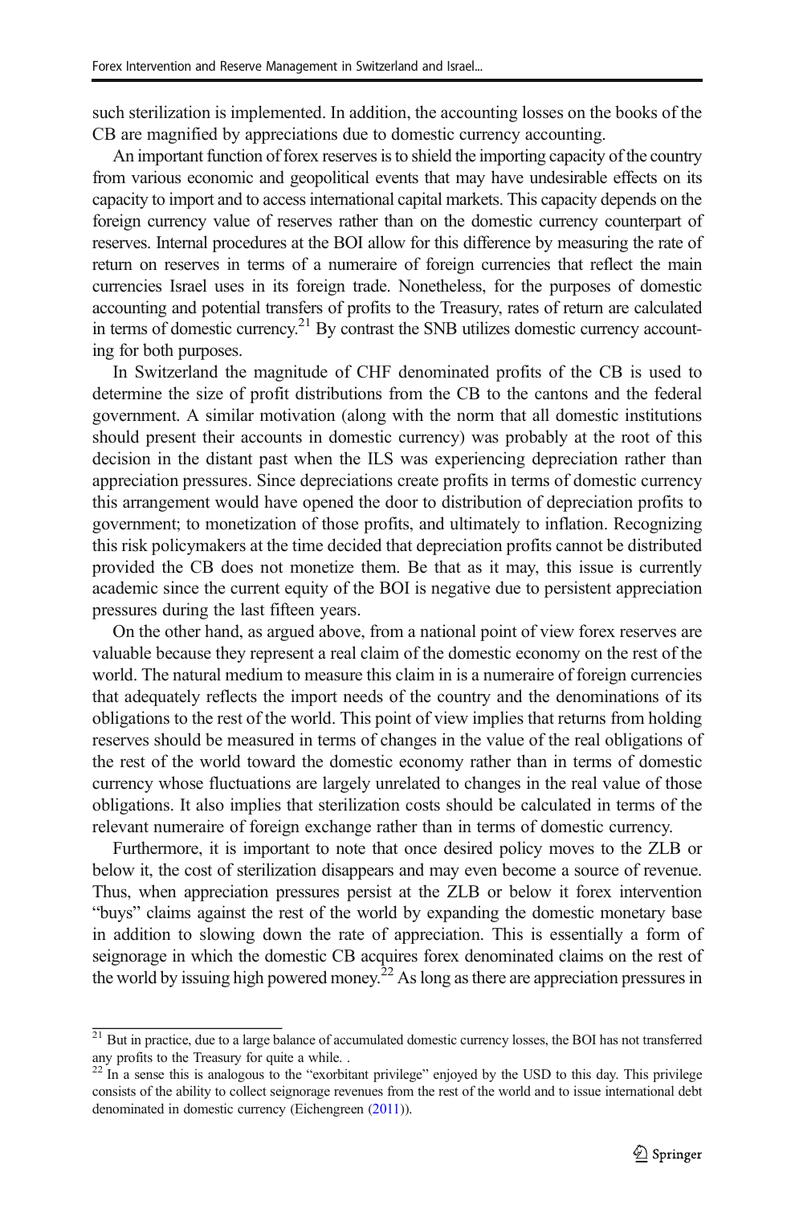such sterilization is implemented. In addition, the accounting losses on the books of the CB are magnified by appreciations due to domestic currency accounting.

An important function of forex reserves is to shield the importing capacity of the country from various economic and geopolitical events that may have undesirable effects on its capacity to import and to access international capital markets. This capacity depends on the foreign currency value of reserves rather than on the domestic currency counterpart of reserves. Internal procedures at the BOI allow for this difference by measuring the rate of return on reserves in terms of a numeraire of foreign currencies that reflect the main currencies Israel uses in its foreign trade. Nonetheless, for the purposes of domestic accounting and potential transfers of profits to the Treasury, rates of return are calculated in terms of domestic currency.[21] By contrast the SNB utilizes domestic currency accounting for both purposes.

In Switzerland the magnitude of CHF denominated profits of the CB is used to determine the size of profit distributions from the CB to the cantons and the federal government. A similar motivation (along with the norm that all domestic institutions should present their accounts in domestic currency) was probably at the root of this decision in the distant past when the ILS was experiencing depreciation rather than appreciation pressures. Since depreciations create profits in terms of domestic currency this arrangement would have opened the door to distribution of depreciation profits to government; to monetization of those profits, and ultimately to inflation. Recognizing this risk policymakers at the time decided that depreciation profits cannot be distributed provided the CB does not monetize them. Be that as it may, this issue is currently academic since the current equity of the BOI is negative due to persistent appreciation pressures during the last fifteen years.

On the other hand, as argued above, from a national point of view forex reserves are valuable because they represent a real claim of the domestic economy on the rest of the world. The natural medium to measure this claim in is a numeraire of foreign currencies that adequately reflects the import needs of the country and the denominations of its obligations to the rest of the world. This point of view implies that returns from holding reserves should be measured in terms of changes in the value of the real obligations of the rest of the world toward the domestic economy rather than in terms of domestic currency whose fluctuations are largely unrelated to changes in the real value of those obligations. It also implies that sterilization costs should be calculated in terms of the relevant numeraire of foreign exchange rather than in terms of domestic currency.

Furthermore, it is important to note that once desired policy moves to the ZLB or below it, the cost of sterilization disappears and may even become a source of revenue. Thus, when appreciation pressures persist at the ZLB or below it forex intervention "buys" claims against the rest of the world by expanding the domestic monetary base in addition to slowing down the rate of appreciation. This is essentially a form of seignorage in which the domestic CB acquires forex denominated claims on the rest of the world by issuing high powered money.[22] As long as there are appreciation pressures in

---

[21] But in practice, due to a large balance of accumulated domestic currency losses, the BOI has not transferred any profits to the Treasury for quite a while. .

[22] In a sense this is analogous to the "exorbitant privilege" enjoyed by the USD to this day. This privilege consists of the ability to collect seignorage revenues from the rest of the world and to issue international debt denominated in domestic currency (Eichengreen (2011)).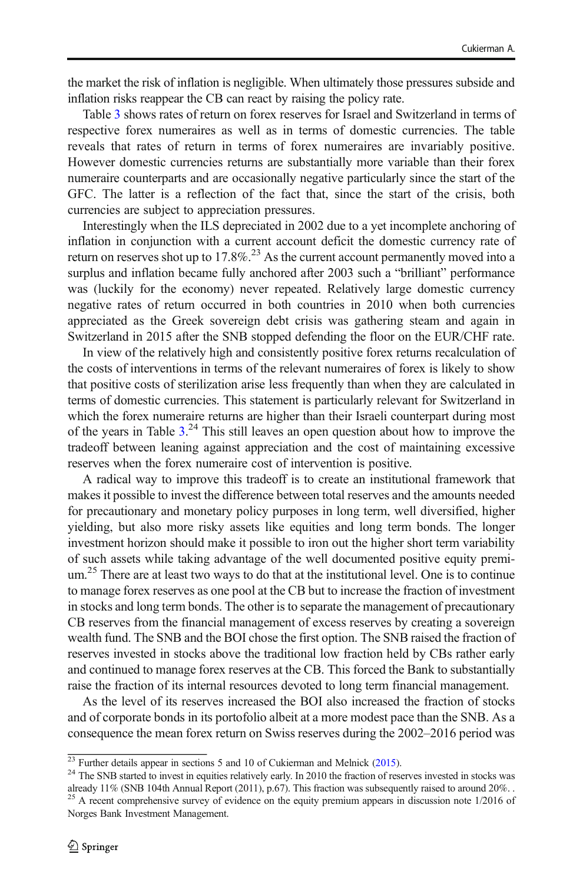the market the risk of inflation is negligible. When ultimately those pressures subside and inflation risks reappear the CB can react by raising the policy rate.

Table 3 shows rates of return on forex reserves for Israel and Switzerland in terms of respective forex numeraires as well as in terms of domestic currencies. The table reveals that rates of return in terms of forex numeraires are invariably positive. However domestic currencies returns are substantially more variable than their forex numeraire counterparts and are occasionally negative particularly since the start of the GFC. The latter is a reflection of the fact that, since the start of the crisis, both currencies are subject to appreciation pressures.

Interestingly when the ILS depreciated in 2002 due to a yet incomplete anchoring of inflation in conjunction with a current account deficit the domestic currency rate of return on reserves shot up to 17.8%.[23] As the current account permanently moved into a surplus and inflation became fully anchored after 2003 such a "brilliant" performance was (luckily for the economy) never repeated. Relatively large domestic currency negative rates of return occurred in both countries in 2010 when both currencies appreciated as the Greek sovereign debt crisis was gathering steam and again in Switzerland in 2015 after the SNB stopped defending the floor on the EUR/CHF rate.

In view of the relatively high and consistently positive forex returns recalculation of the costs of interventions in terms of the relevant numeraires of forex is likely to show that positive costs of sterilization arise less frequently than when they are calculated in terms of domestic currencies. This statement is particularly relevant for Switzerland in which the forex numeraire returns are higher than their Israeli counterpart during most of the years in Table 3.[24] This still leaves an open question about how to improve the tradeoff between leaning against appreciation and the cost of maintaining excessive reserves when the forex numeraire cost of intervention is positive.

A radical way to improve this tradeoff is to create an institutional framework that makes it possible to invest the difference between total reserves and the amounts needed for precautionary and monetary policy purposes in long term, well diversified, higher yielding, but also more risky assets like equities and long term bonds. The longer investment horizon should make it possible to iron out the higher short term variability of such assets while taking advantage of the well documented positive equity premium.[25] There are at least two ways to do that at the institutional level. One is to continue to manage forex reserves as one pool at the CB but to increase the fraction of investment in stocks and long term bonds. The other is to separate the management of precautionary CB reserves from the financial management of excess reserves by creating a sovereign wealth fund. The SNB and the BOI chose the first option. The SNB raised the fraction of reserves invested in stocks above the traditional low fraction held by CBs rather early and continued to manage forex reserves at the CB. This forced the Bank to substantially raise the fraction of its internal resources devoted to long term financial management.

As the level of its reserves increased the BOI also increased the fraction of stocks and of corporate bonds in its portofolio albeit at a more modest pace than the SNB. As a consequence the mean forex return on Swiss reserves during the 2002–2016 period was

[23] Further details appear in sections 5 and 10 of Cukierman and Melnick (2015).

[24] The SNB started to invest in equities relatively early. In 2010 the fraction of reserves invested in stocks was already 11% (SNB 104th Annual Report (2011), p.67). This fraction was subsequently raised to around 20%. .

[25] A recent comprehensive survey of evidence on the equity premium appears in discussion note 1/2016 of Norges Bank Investment Management.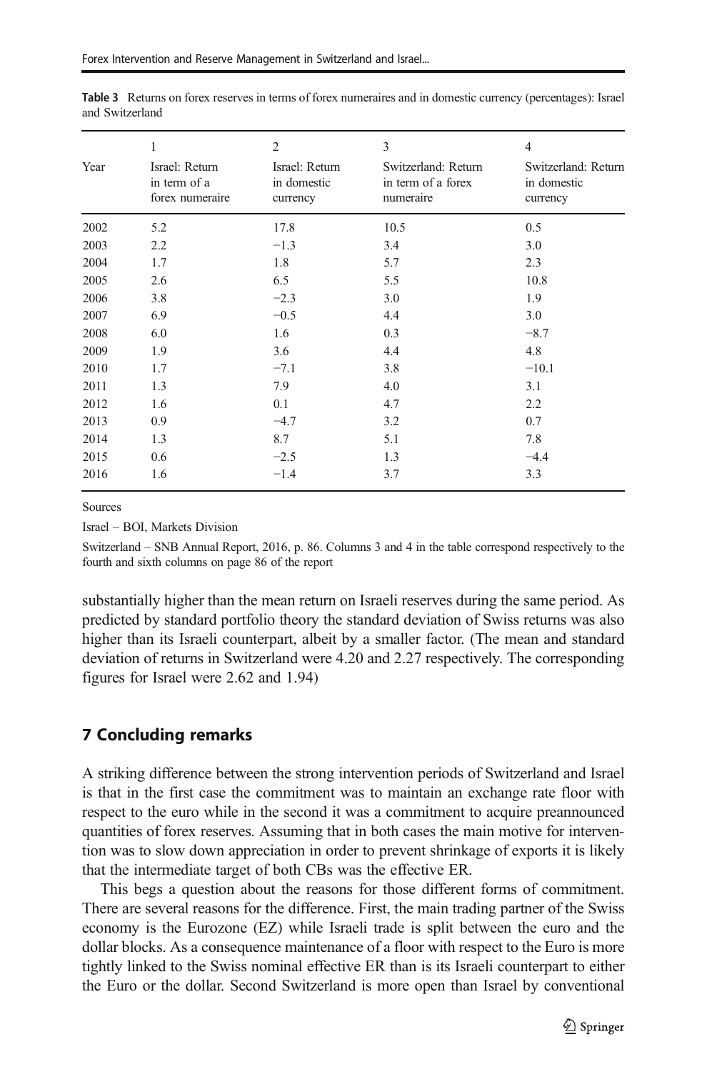**Table 3** Returns on forex reserves in terms of forex numeraires and in domestic currency (percentages): Israel and Switzerland

| Year | 1<br>Israel: Return in term of a forex numeraire | 2<br>Israel: Return in domestic currency | 3<br>Switzerland: Return in term of a forex numeraire | 4<br>Switzerland: Return in domestic currency |
|---|---|---|---|---|
| 2002 | 5.2 | 17.8 | 10.5 | 0.5 |
| 2003 | 2.2 | −1.3 | 3.4 | 3.0 |
| 2004 | 1.7 | 1.8 | 5.7 | 2.3 |
| 2005 | 2.6 | 6.5 | 5.5 | 10.8 |
| 2006 | 3.8 | −2.3 | 3.0 | 1.9 |
| 2007 | 6.9 | −0.5 | 4.4 | 3.0 |
| 2008 | 6.0 | 1.6 | 0.3 | −8.7 |
| 2009 | 1.9 | 3.6 | 4.4 | 4.8 |
| 2010 | 1.7 | −7.1 | 3.8 | −10.1 |
| 2011 | 1.3 | 7.9 | 4.0 | 3.1 |
| 2012 | 1.6 | 0.1 | 4.7 | 2.2 |
| 2013 | 0.9 | −4.7 | 3.2 | 0.7 |
| 2014 | 1.3 | 8.7 | 5.1 | 7.8 |
| 2015 | 0.6 | −2.5 | 1.3 | −4.4 |
| 2016 | 1.6 | −1.4 | 3.7 | 3.3 |

Sources

Israel – BOI, Markets Division

Switzerland – SNB Annual Report, 2016, p. 86. Columns 3 and 4 in the table correspond respectively to the fourth and sixth columns on page 86 of the report

substantially higher than the mean return on Israeli reserves during the same period. As predicted by standard portfolio theory the standard deviation of Swiss returns was also higher than its Israeli counterpart, albeit by a smaller factor. (The mean and standard deviation of returns in Switzerland were 4.20 and 2.27 respectively. The corresponding figures for Israel were 2.62 and 1.94)

## 7 Concluding remarks

A striking difference between the strong intervention periods of Switzerland and Israel is that in the first case the commitment was to maintain an exchange rate floor with respect to the euro while in the second it was a commitment to acquire preannounced quantities of forex reserves. Assuming that in both cases the main motive for intervention was to slow down appreciation in order to prevent shrinkage of exports it is likely that the intermediate target of both CBs was the effective ER.

This begs a question about the reasons for those different forms of commitment. There are several reasons for the difference. First, the main trading partner of the Swiss economy is the Eurozone (EZ) while Israeli trade is split between the euro and the dollar blocks. As a consequence maintenance of a floor with respect to the Euro is more tightly linked to the Swiss nominal effective ER than is its Israeli counterpart to either the Euro or the dollar. Second Switzerland is more open than Israel by conventional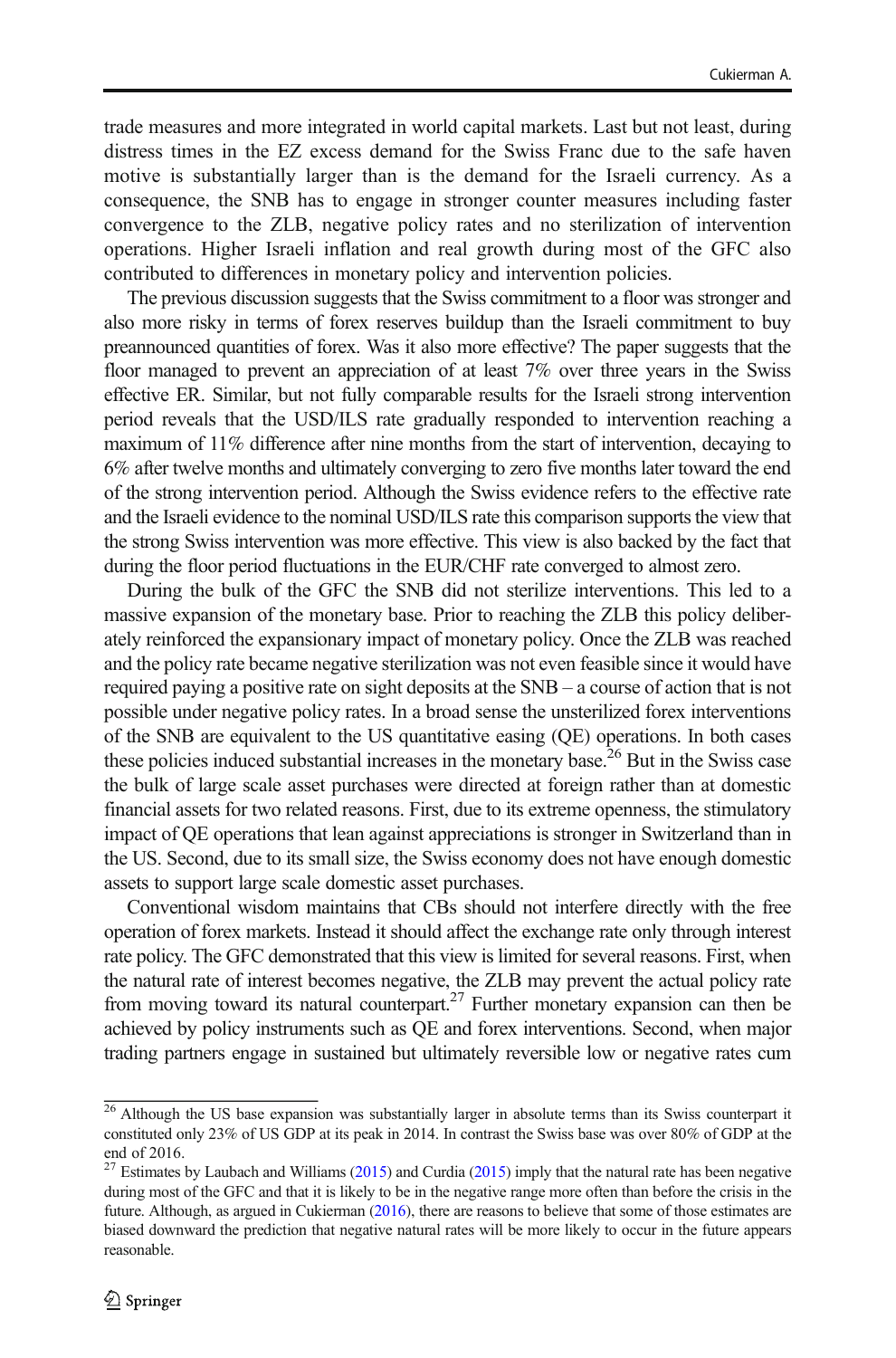trade measures and more integrated in world capital markets. Last but not least, during distress times in the EZ excess demand for the Swiss Franc due to the safe haven motive is substantially larger than is the demand for the Israeli currency. As a consequence, the SNB has to engage in stronger counter measures including faster convergence to the ZLB, negative policy rates and no sterilization of intervention operations. Higher Israeli inflation and real growth during most of the GFC also contributed to differences in monetary policy and intervention policies.

The previous discussion suggests that the Swiss commitment to a floor was stronger and also more risky in terms of forex reserves buildup than the Israeli commitment to buy preannounced quantities of forex. Was it also more effective? The paper suggests that the floor managed to prevent an appreciation of at least 7% over three years in the Swiss effective ER. Similar, but not fully comparable results for the Israeli strong intervention period reveals that the USD/ILS rate gradually responded to intervention reaching a maximum of 11% difference after nine months from the start of intervention, decaying to 6% after twelve months and ultimately converging to zero five months later toward the end of the strong intervention period. Although the Swiss evidence refers to the effective rate and the Israeli evidence to the nominal USD/ILS rate this comparison supports the view that the strong Swiss intervention was more effective. This view is also backed by the fact that during the floor period fluctuations in the EUR/CHF rate converged to almost zero.

During the bulk of the GFC the SNB did not sterilize interventions. This led to a massive expansion of the monetary base. Prior to reaching the ZLB this policy deliberately reinforced the expansionary impact of monetary policy. Once the ZLB was reached and the policy rate became negative sterilization was not even feasible since it would have required paying a positive rate on sight deposits at the SNB – a course of action that is not possible under negative policy rates. In a broad sense the unsterilized forex interventions of the SNB are equivalent to the US quantitative easing (QE) operations. In both cases these policies induced substantial increases in the monetary base.[26] But in the Swiss case the bulk of large scale asset purchases were directed at foreign rather than at domestic financial assets for two related reasons. First, due to its extreme openness, the stimulatory impact of QE operations that lean against appreciations is stronger in Switzerland than in the US. Second, due to its small size, the Swiss economy does not have enough domestic assets to support large scale domestic asset purchases.

Conventional wisdom maintains that CBs should not interfere directly with the free operation of forex markets. Instead it should affect the exchange rate only through interest rate policy. The GFC demonstrated that this view is limited for several reasons. First, when the natural rate of interest becomes negative, the ZLB may prevent the actual policy rate from moving toward its natural counterpart.[27] Further monetary expansion can then be achieved by policy instruments such as QE and forex interventions. Second, when major trading partners engage in sustained but ultimately reversible low or negative rates cum

---

[26] Although the US base expansion was substantially larger in absolute terms than its Swiss counterpart it constituted only 23% of US GDP at its peak in 2014. In contrast the Swiss base was over 80% of GDP at the end of 2016.

[27] Estimates by Laubach and Williams (2015) and Curdia (2015) imply that the natural rate has been negative during most of the GFC and that it is likely to be in the negative range more often than before the crisis in the future. Although, as argued in Cukierman (2016), there are reasons to believe that some of those estimates are biased downward the prediction that negative natural rates will be more likely to occur in the future appears reasonable.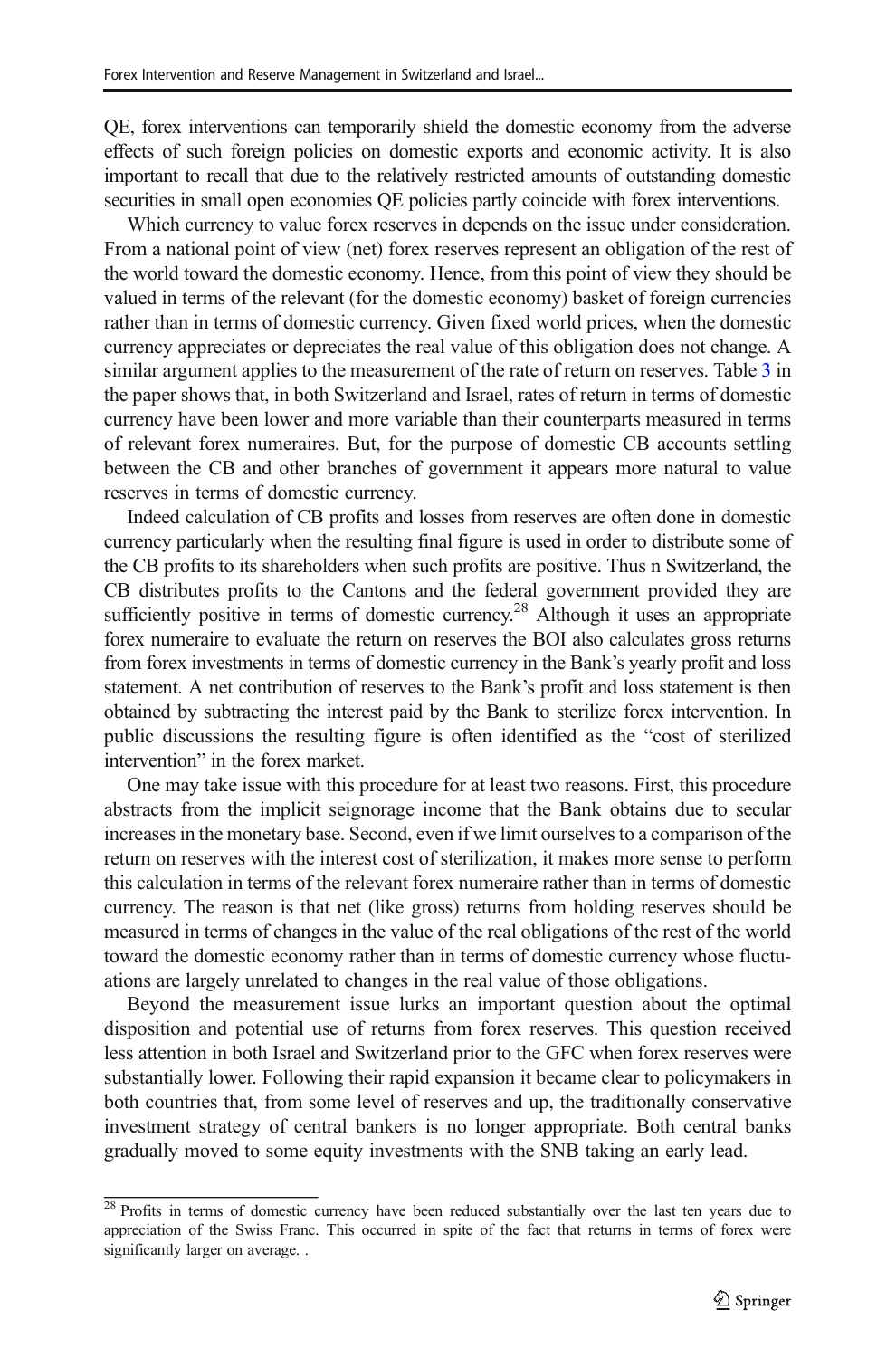QE, forex interventions can temporarily shield the domestic economy from the adverse effects of such foreign policies on domestic exports and economic activity. It is also important to recall that due to the relatively restricted amounts of outstanding domestic securities in small open economies QE policies partly coincide with forex interventions.

Which currency to value forex reserves in depends on the issue under consideration. From a national point of view (net) forex reserves represent an obligation of the rest of the world toward the domestic economy. Hence, from this point of view they should be valued in terms of the relevant (for the domestic economy) basket of foreign currencies rather than in terms of domestic currency. Given fixed world prices, when the domestic currency appreciates or depreciates the real value of this obligation does not change. A similar argument applies to the measurement of the rate of return on reserves. Table 3 in the paper shows that, in both Switzerland and Israel, rates of return in terms of domestic currency have been lower and more variable than their counterparts measured in terms of relevant forex numeraires. But, for the purpose of domestic CB accounts settling between the CB and other branches of government it appears more natural to value reserves in terms of domestic currency.

Indeed calculation of CB profits and losses from reserves are often done in domestic currency particularly when the resulting final figure is used in order to distribute some of the CB profits to its shareholders when such profits are positive. Thus n Switzerland, the CB distributes profits to the Cantons and the federal government provided they are sufficiently positive in terms of domestic currency.[28] Although it uses an appropriate forex numeraire to evaluate the return on reserves the BOI also calculates gross returns from forex investments in terms of domestic currency in the Bank's yearly profit and loss statement. A net contribution of reserves to the Bank's profit and loss statement is then obtained by subtracting the interest paid by the Bank to sterilize forex intervention. In public discussions the resulting figure is often identified as the "cost of sterilized intervention" in the forex market.

One may take issue with this procedure for at least two reasons. First, this procedure abstracts from the implicit seignorage income that the Bank obtains due to secular increases in the monetary base. Second, even if we limit ourselves to a comparison of the return on reserves with the interest cost of sterilization, it makes more sense to perform this calculation in terms of the relevant forex numeraire rather than in terms of domestic currency. The reason is that net (like gross) returns from holding reserves should be measured in terms of changes in the value of the real obligations of the rest of the world toward the domestic economy rather than in terms of domestic currency whose fluctuations are largely unrelated to changes in the real value of those obligations.

Beyond the measurement issue lurks an important question about the optimal disposition and potential use of returns from forex reserves. This question received less attention in both Israel and Switzerland prior to the GFC when forex reserves were substantially lower. Following their rapid expansion it became clear to policymakers in both countries that, from some level of reserves and up, the traditionally conservative investment strategy of central bankers is no longer appropriate. Both central banks gradually moved to some equity investments with the SNB taking an early lead.

[28] Profits in terms of domestic currency have been reduced substantially over the last ten years due to appreciation of the Swiss Franc. This occurred in spite of the fact that returns in terms of forex were significantly larger on average. .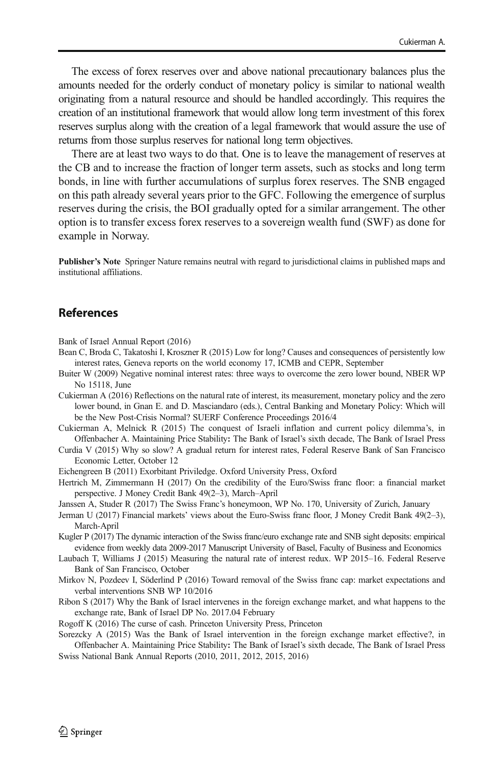The excess of forex reserves over and above national precautionary balances plus the amounts needed for the orderly conduct of monetary policy is similar to national wealth originating from a natural resource and should be handled accordingly. This requires the creation of an institutional framework that would allow long term investment of this forex reserves surplus along with the creation of a legal framework that would assure the use of returns from those surplus reserves for national long term objectives.

There are at least two ways to do that. One is to leave the management of reserves at the CB and to increase the fraction of longer term assets, such as stocks and long term bonds, in line with further accumulations of surplus forex reserves. The SNB engaged on this path already several years prior to the GFC. Following the emergence of surplus reserves during the crisis, the BOI gradually opted for a similar arrangement. The other option is to transfer excess forex reserves to a sovereign wealth fund (SWF) as done for example in Norway.

**Publisher's Note** Springer Nature remains neutral with regard to jurisdictional claims in published maps and institutional affiliations.

## References

Bank of Israel Annual Report (2016)

Bean C, Broda C, Takatoshi I, Kroszner R (2015) Low for long? Causes and consequences of persistently low interest rates, Geneva reports on the world economy 17, ICMB and CEPR, September

Buiter W (2009) Negative nominal interest rates: three ways to overcome the zero lower bound, NBER WP No 15118, June

Cukierman A (2016) Reflections on the natural rate of interest, its measurement, monetary policy and the zero lower bound, in Gnan E. and D. Masciandaro (eds.), Central Banking and Monetary Policy: Which will be the New Post-Crisis Normal? SUERF Conference Proceedings 2016/4

Cukierman A, Melnick R (2015) The conquest of Israeli inflation and current policy dilemma's, in Offenbacher A. Maintaining Price Stability**:** The Bank of Israel's sixth decade, The Bank of Israel Press

Curdia V (2015) Why so slow? A gradual return for interest rates, Federal Reserve Bank of San Francisco Economic Letter, October 12

Eichengreen B (2011) Exorbitant Priviledge. Oxford University Press, Oxford

Hertrich M, Zimmermann H (2017) On the credibility of the Euro/Swiss franc floor: a financial market perspective. J Money Credit Bank 49(2–3), March–April

Janssen A, Studer R (2017) The Swiss Franc's honeymoon, WP No. 170, University of Zurich, January

Jerman U (2017) Financial markets' views about the Euro-Swiss franc floor, J Money Credit Bank 49(2–3), March-April

Kugler P (2017) The dynamic interaction of the Swiss franc/euro exchange rate and SNB sight deposits: empirical evidence from weekly data 2009-2017 Manuscript University of Basel, Faculty of Business and Economics

Laubach T, Williams J (2015) Measuring the natural rate of interest redux. WP 2015–16. Federal Reserve Bank of San Francisco, October

Mirkov N, Pozdeev I, Söderlind P (2016) Toward removal of the Swiss franc cap: market expectations and verbal interventions SNB WP 10/2016

Ribon S (2017) Why the Bank of Israel intervenes in the foreign exchange market, and what happens to the exchange rate, Bank of Israel DP No. 2017.04 February

Rogoff K (2016) The curse of cash. Princeton University Press, Princeton

Sorezcky A (2015) Was the Bank of Israel intervention in the foreign exchange market effective?, in Offenbacher A. Maintaining Price Stability**:** The Bank of Israel's sixth decade, The Bank of Israel Press

Swiss National Bank Annual Reports (2010, 2011, 2012, 2015, 2016)